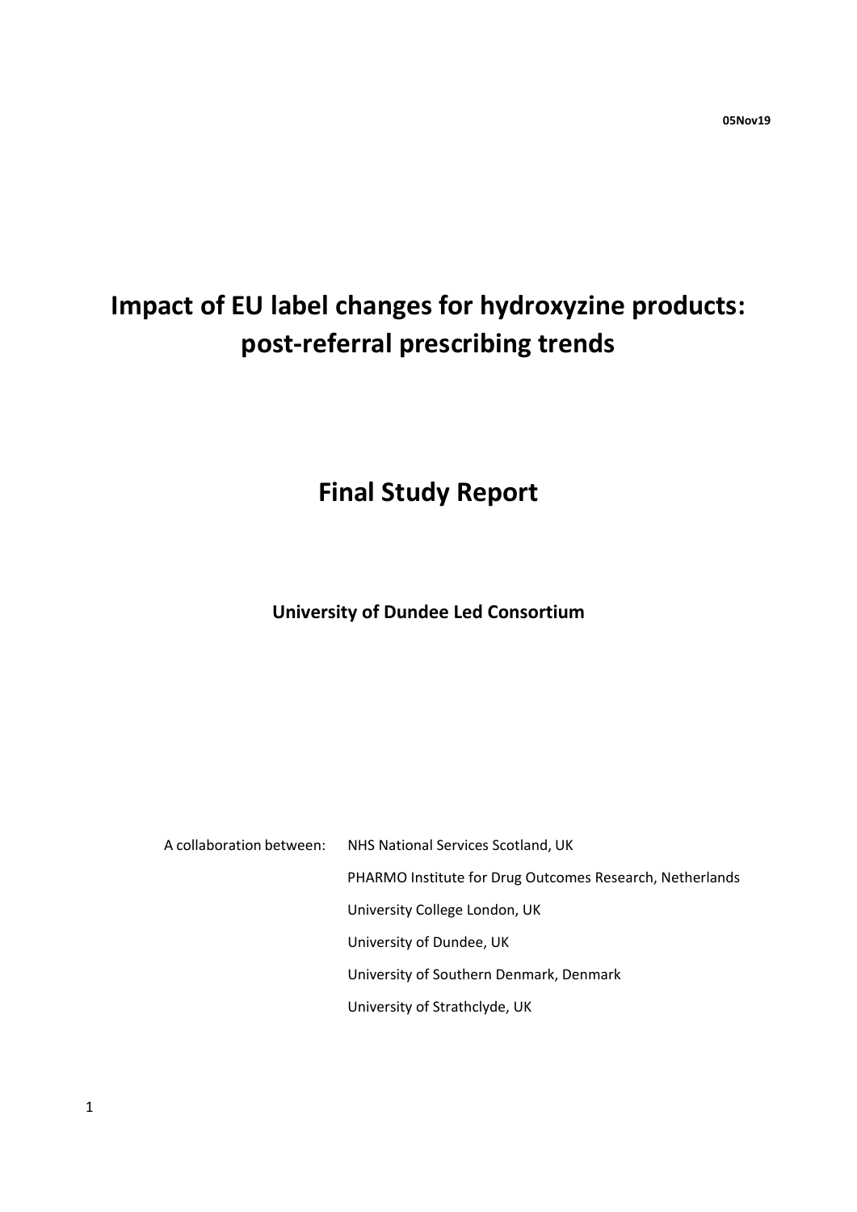**05Nov19**

# Impact of EU label changes for hydroxyzine products: post-referral prescribing trends

# Final Study Report

**University of Dundee Led Consortium**

A collaboration between: NHS National Services Scotland, UK

PHARMO Institute for Drug Outcomes Research, Netherlands

University College London, UK

University of Dundee, UK

University of Southern Denmark, Denmark

University of Strathclyde, UK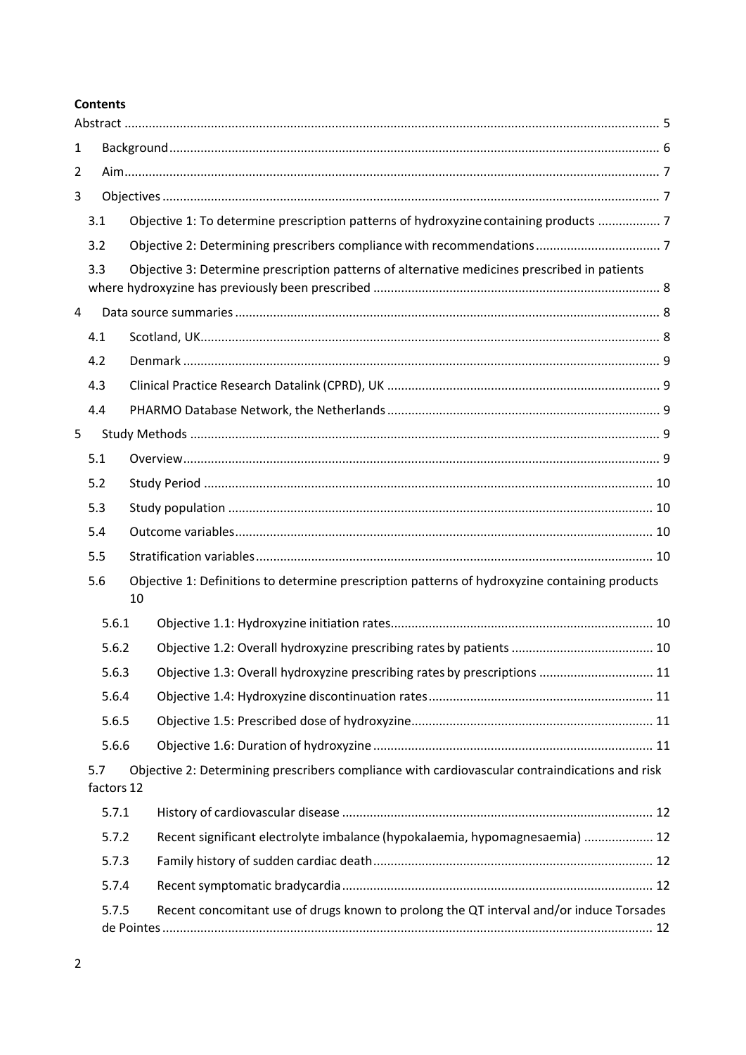**Contents**

Abstract ........................................................................................................................................ 5

1 Background ........................................................................................................................... 6

2 Aim ........................................................................................................................................ 7

3 Objectives ............................................................................................................................. 7

3.1 Objective 1: To determine prescription patterns of hydroxyzine containing products .................. 7

3.2 Objective 2: Determining prescribers compliance with recommendations .................................... 7

3.3 Objective 3: Determine prescription patterns of alternative medicines prescribed in patients where hydroxyzine has previously been prescribed .................................................................................. 8

4 Data source summaries ......................................................................................................... 8

4.1 Scotland, UK ........................................................................................................................ 8

4.2 Denmark ............................................................................................................................. 9

4.3 Clinical Practice Research Datalink (CPRD), UK .............................................................................. 9

4.4 PHARMO Database Network, the Netherlands .............................................................................. 9

5 Study Methods ...................................................................................................................... 9

5.1 Overview ............................................................................................................................. 9

5.2 Study Period ....................................................................................................................... 10

5.3 Study population ................................................................................................................ 10

5.4 Outcome variables .............................................................................................................. 10

5.5 Stratification variables ........................................................................................................ 10

5.6 Objective 1: Definitions to determine prescription patterns of hydroxyzine containing products 10

5.6.1 Objective 1.1: Hydroxyzine initiation rates ........................................................................... 10

5.6.2 Objective 1.2: Overall hydroxyzine prescribing rates by patients ......................................... 10

5.6.3 Objective 1.3: Overall hydroxyzine prescribing rates by prescriptions ................................. 11

5.6.4 Objective 1.4: Hydroxyzine discontinuation rates ................................................................. 11

5.6.5 Objective 1.5: Prescribed dose of hydroxyzine ..................................................................... 11

5.6.6 Objective 1.6: Duration of hydroxyzine ................................................................................ 11

5.7 Objective 2: Determining prescribers compliance with cardiovascular contraindications and risk factors 12

5.7.1 History of cardiovascular disease ......................................................................................... 12

5.7.2 Recent significant electrolyte imbalance (hypokalaemia, hypomagnesaemia) .................... 12

5.7.3 Family history of sudden cardiac death ................................................................................. 12

5.7.4 Recent symptomatic bradycardia ......................................................................................... 12

5.7.5 Recent concomitant use of drugs known to prolong the QT interval and/or induce Torsades de Pointes ............................................................................................................................... 12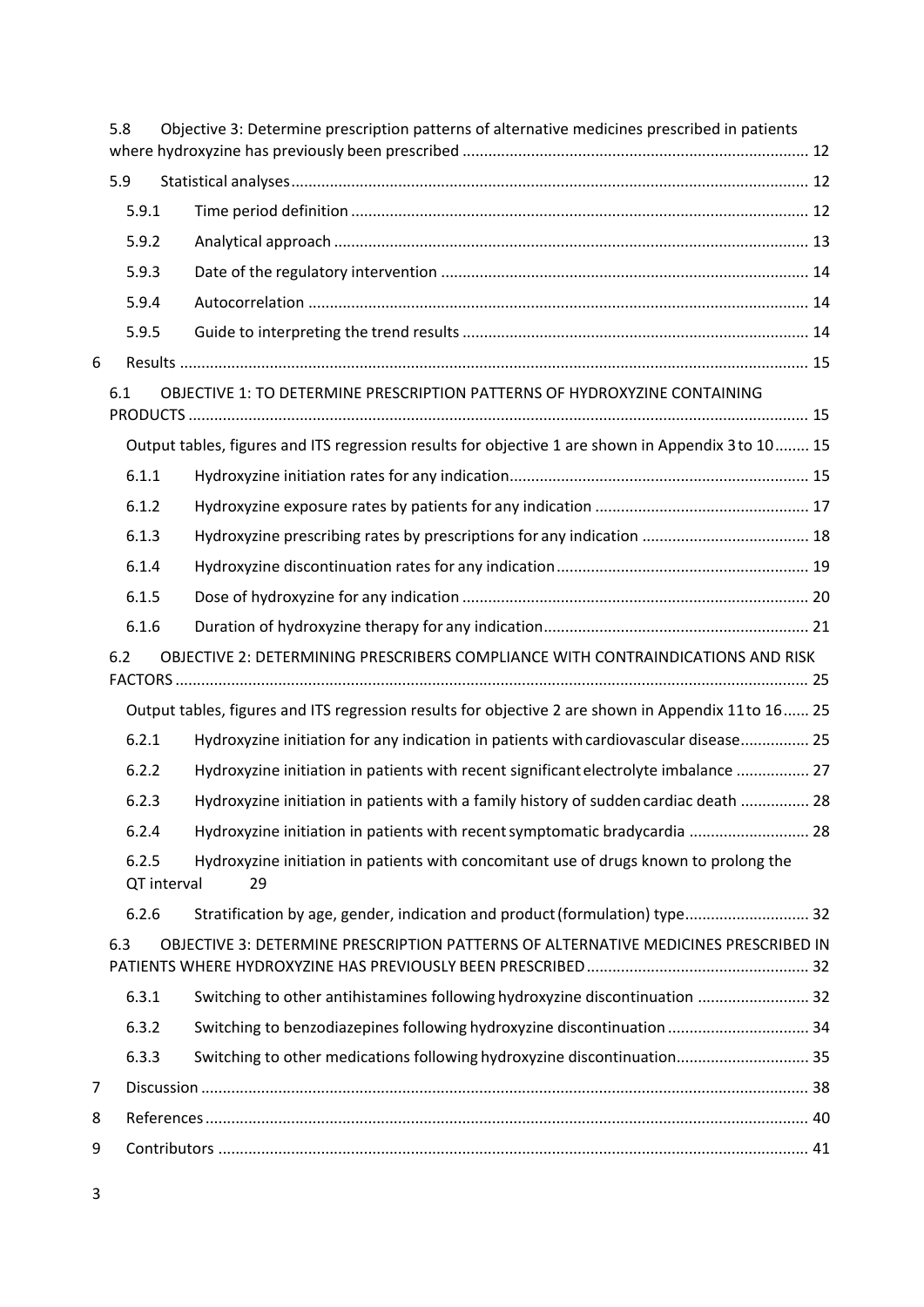5.8 Objective 3: Determine prescription patterns of alternative medicines prescribed in patients where hydroxyzine has previously been prescribed ................................................................................ 12

5.9 Statistical analyses ....................................................................................................................... 12

5.9.1 Time period definition ......................................................................................................... 12

5.9.2 Analytical approach ............................................................................................................. 13

5.9.3 Date of the regulatory intervention ..................................................................................... 14

5.9.4 Autocorrelation ................................................................................................................... 14

5.9.5 Guide to interpreting the trend results ................................................................................ 14

6 Results ................................................................................................................................................. 15

6.1 OBJECTIVE 1: TO DETERMINE PRESCRIPTION PATTERNS OF HYDROXYZINE CONTAINING PRODUCTS ............................................................................................................................................... 15

Output tables, figures and ITS regression results for objective 1 are shown in Appendix 3 to 10 ........ 15

6.1.1 Hydroxyzine initiation rates for any indication..................................................................... 15

6.1.2 Hydroxyzine exposure rates by patients for any indication .................................................. 17

6.1.3 Hydroxyzine prescribing rates by prescriptions for any indication ....................................... 18

6.1.4 Hydroxyzine discontinuation rates for any indication........................................................... 19

6.1.5 Dose of hydroxyzine for any indication ................................................................................ 20

6.1.6 Duration of hydroxyzine therapy for any indication............................................................. 21

6.2 OBJECTIVE 2: DETERMINING PRESCRIBERS COMPLIANCE WITH CONTRAINDICATIONS AND RISK FACTORS .................................................................................................................................................. 25

Output tables, figures and ITS regression results for objective 2 are shown in Appendix 11 to 16 ...... 25

6.2.1 Hydroxyzine initiation for any indication in patients with cardiovascular disease................ 25

6.2.2 Hydroxyzine initiation in patients with recent significant electrolyte imbalance ................. 27

6.2.3 Hydroxyzine initiation in patients with a family history of sudden cardiac death ................ 28

6.2.4 Hydroxyzine initiation in patients with recent symptomatic bradycardia ............................ 28

6.2.5 Hydroxyzine initiation in patients with concomitant use of drugs known to prolong the QT interval 29

6.2.6 Stratification by age, gender, indication and product (formulation) type............................ 32

6.3 OBJECTIVE 3: DETERMINE PRESCRIPTION PATTERNS OF ALTERNATIVE MEDICINES PRESCRIBED IN PATIENTS WHERE HYDROXYZINE HAS PREVIOUSLY BEEN PRESCRIBED .................................................... 32

6.3.1 Switching to other antihistamines following hydroxyzine discontinuation .......................... 32

6.3.2 Switching to benzodiazepines following hydroxyzine discontinuation ................................. 34

6.3.3 Switching to other medications following hydroxyzine discontinuation............................... 35

7 Discussion ............................................................................................................................................ 38

8 References ........................................................................................................................................... 40

9 Contributors ........................................................................................................................................ 41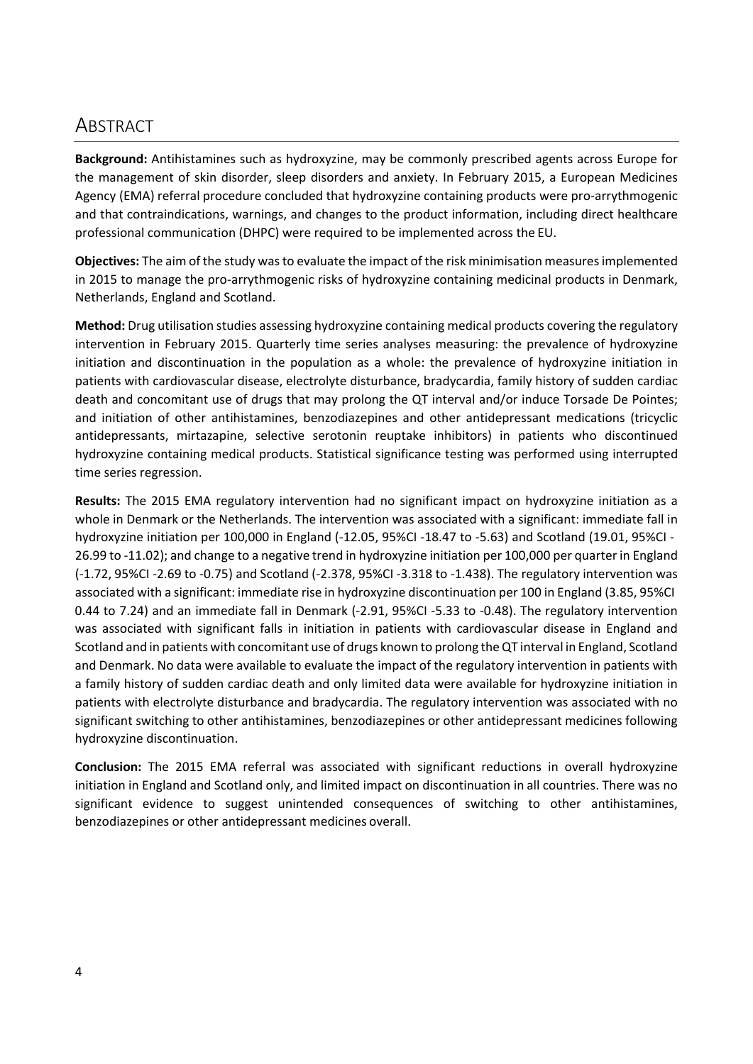# ABSTRACT

**Background:** Antihistamines such as hydroxyzine, may be commonly prescribed agents across Europe for the management of skin disorder, sleep disorders and anxiety. In February 2015, a European Medicines Agency (EMA) referral procedure concluded that hydroxyzine containing products were pro-arrythmogenic and that contraindications, warnings, and changes to the product information, including direct healthcare professional communication (DHPC) were required to be implemented across the EU.

**Objectives:** The aim of the study was to evaluate the impact of the risk minimisation measures implemented in 2015 to manage the pro-arrythmogenic risks of hydroxyzine containing medicinal products in Denmark, Netherlands, England and Scotland.

**Method:** Drug utilisation studies assessing hydroxyzine containing medical products covering the regulatory intervention in February 2015. Quarterly time series analyses measuring: the prevalence of hydroxyzine initiation and discontinuation in the population as a whole: the prevalence of hydroxyzine initiation in patients with cardiovascular disease, electrolyte disturbance, bradycardia, family history of sudden cardiac death and concomitant use of drugs that may prolong the QT interval and/or induce Torsade De Pointes; and initiation of other antihistamines, benzodiazepines and other antidepressant medications (tricyclic antidepressants, mirtazapine, selective serotonin reuptake inhibitors) in patients who discontinued hydroxyzine containing medical products. Statistical significance testing was performed using interrupted time series regression.

**Results:** The 2015 EMA regulatory intervention had no significant impact on hydroxyzine initiation as a whole in Denmark or the Netherlands. The intervention was associated with a significant: immediate fall in hydroxyzine initiation per 100,000 in England (-12.05, 95%CI -18.47 to -5.63) and Scotland (19.01, 95%CI -26.99 to -11.02); and change to a negative trend in hydroxyzine initiation per 100,000 per quarter in England (-1.72, 95%CI -2.69 to -0.75) and Scotland (-2.378, 95%CI -3.318 to -1.438). The regulatory intervention was associated with a significant: immediate rise in hydroxyzine discontinuation per 100 in England (3.85, 95%CI 0.44 to 7.24) and an immediate fall in Denmark (-2.91, 95%CI -5.33 to -0.48). The regulatory intervention was associated with significant falls in initiation in patients with cardiovascular disease in England and Scotland and in patients with concomitant use of drugs known to prolong the QT interval in England, Scotland and Denmark. No data were available to evaluate the impact of the regulatory intervention in patients with a family history of sudden cardiac death and only limited data were available for hydroxyzine initiation in patients with electrolyte disturbance and bradycardia. The regulatory intervention was associated with no significant switching to other antihistamines, benzodiazepines or other antidepressant medicines following hydroxyzine discontinuation.

**Conclusion:** The 2015 EMA referral was associated with significant reductions in overall hydroxyzine initiation in England and Scotland only, and limited impact on discontinuation in all countries. There was no significant evidence to suggest unintended consequences of switching to other antihistamines, benzodiazepines or other antidepressant medicines overall.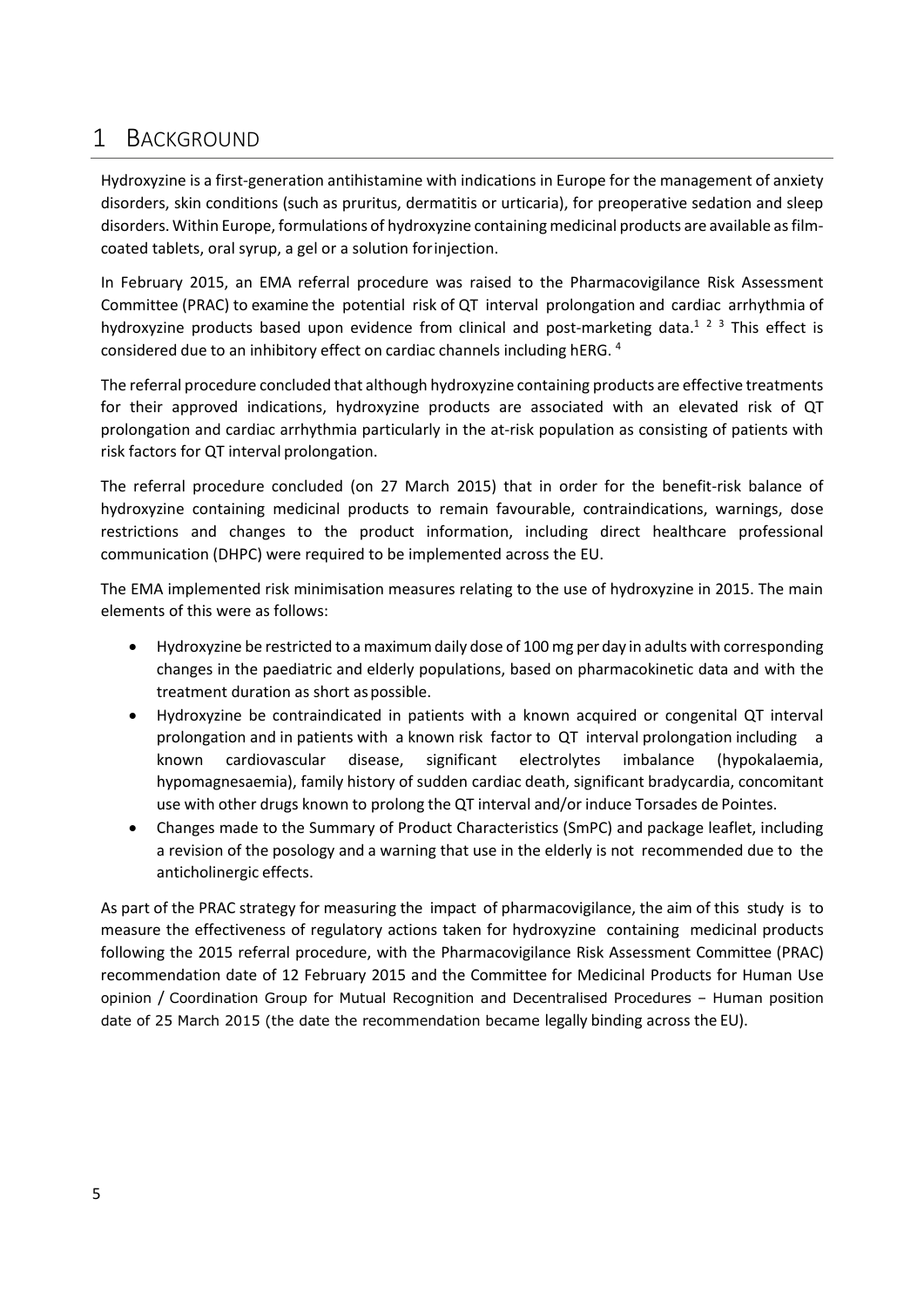# 1 BACKGROUND

Hydroxyzine is a first-generation antihistamine with indications in Europe for the management of anxiety disorders, skin conditions (such as pruritus, dermatitis or urticaria), for preoperative sedation and sleep disorders. Within Europe, formulations of hydroxyzine containing medicinal products are available as film-coated tablets, oral syrup, a gel or a solution forinjection.

In February 2015, an EMA referral procedure was raised to the Pharmacovigilance Risk Assessment Committee (PRAC) to examine the potential risk of QT interval prolongation and cardiac arrhythmia of hydroxyzine products based upon evidence from clinical and post-marketing data.[1 2 3] This effect is considered due to an inhibitory effect on cardiac channels including hERG. [4]

The referral procedure concluded that although hydroxyzine containing products are effective treatments for their approved indications, hydroxyzine products are associated with an elevated risk of QT prolongation and cardiac arrhythmia particularly in the at-risk population as consisting of patients with risk factors for QT interval prolongation.

The referral procedure concluded (on 27 March 2015) that in order for the benefit-risk balance of hydroxyzine containing medicinal products to remain favourable, contraindications, warnings, dose restrictions and changes to the product information, including direct healthcare professional communication (DHPC) were required to be implemented across the EU.

The EMA implemented risk minimisation measures relating to the use of hydroxyzine in 2015. The main elements of this were as follows:

- Hydroxyzine be restricted to a maximum daily dose of 100 mg per day in adults with corresponding changes in the paediatric and elderly populations, based on pharmacokinetic data and with the treatment duration as short as possible.
- Hydroxyzine be contraindicated in patients with a known acquired or congenital QT interval prolongation and in patients with a known risk factor to QT interval prolongation including a known cardiovascular disease, significant electrolytes imbalance (hypokalaemia, hypomagnesaemia), family history of sudden cardiac death, significant bradycardia, concomitant use with other drugs known to prolong the QT interval and/or induce Torsades de Pointes.
- Changes made to the Summary of Product Characteristics (SmPC) and package leaflet, including a revision of the posology and a warning that use in the elderly is not recommended due to the anticholinergic effects.

As part of the PRAC strategy for measuring the impact of pharmacovigilance, the aim of this study is to measure the effectiveness of regulatory actions taken for hydroxyzine containing medicinal products following the 2015 referral procedure, with the Pharmacovigilance Risk Assessment Committee (PRAC) recommendation date of 12 February 2015 and the Committee for Medicinal Products for Human Use opinion / Coordination Group for Mutual Recognition and Decentralised Procedures – Human position date of 25 March 2015 (the date the recommendation became legally binding across the EU).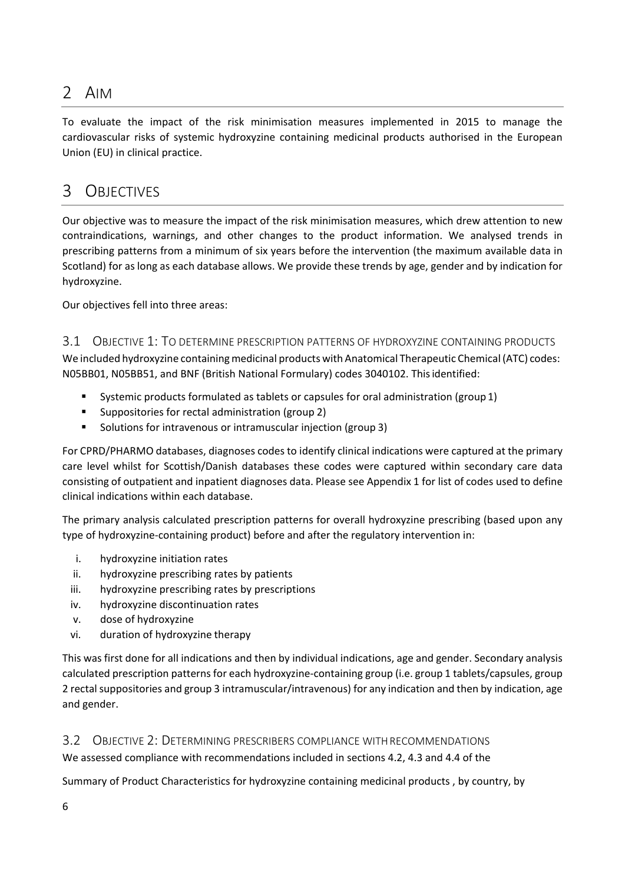# 2 AIM

To evaluate the impact of the risk minimisation measures implemented in 2015 to manage the cardiovascular risks of systemic hydroxyzine containing medicinal products authorised in the European Union (EU) in clinical practice.

# 3 OBJECTIVES

Our objective was to measure the impact of the risk minimisation measures, which drew attention to new contraindications, warnings, and other changes to the product information. We analysed trends in prescribing patterns from a minimum of six years before the intervention (the maximum available data in Scotland) for as long as each database allows. We provide these trends by age, gender and by indication for hydroxyzine.

Our objectives fell into three areas:

## 3.1 OBJECTIVE 1: TO DETERMINE PRESCRIPTION PATTERNS OF HYDROXYZINE CONTAINING PRODUCTS

We included hydroxyzine containing medicinal products with Anatomical Therapeutic Chemical (ATC) codes: N05BB01, N05BB51, and BNF (British National Formulary) codes 3040102. This identified:

- Systemic products formulated as tablets or capsules for oral administration (group 1)
- Suppositories for rectal administration (group 2)
- Solutions for intravenous or intramuscular injection (group 3)

For CPRD/PHARMO databases, diagnoses codes to identify clinical indications were captured at the primary care level whilst for Scottish/Danish databases these codes were captured within secondary care data consisting of outpatient and inpatient diagnoses data. Please see Appendix 1 for list of codes used to define clinical indications within each database.

The primary analysis calculated prescription patterns for overall hydroxyzine prescribing (based upon any type of hydroxyzine-containing product) before and after the regulatory intervention in:

i. hydroxyzine initiation rates
ii. hydroxyzine prescribing rates by patients
iii. hydroxyzine prescribing rates by prescriptions
iv. hydroxyzine discontinuation rates
v. dose of hydroxyzine
vi. duration of hydroxyzine therapy

This was first done for all indications and then by individual indications, age and gender. Secondary analysis calculated prescription patterns for each hydroxyzine-containing group (i.e. group 1 tablets/capsules, group 2 rectal suppositories and group 3 intramuscular/intravenous) for any indication and then by indication, age and gender.

## 3.2 OBJECTIVE 2: DETERMINING PRESCRIBERS COMPLIANCE WITH RECOMMENDATIONS

We assessed compliance with recommendations included in sections 4.2, 4.3 and 4.4 of the

Summary of Product Characteristics for hydroxyzine containing medicinal products , by country, by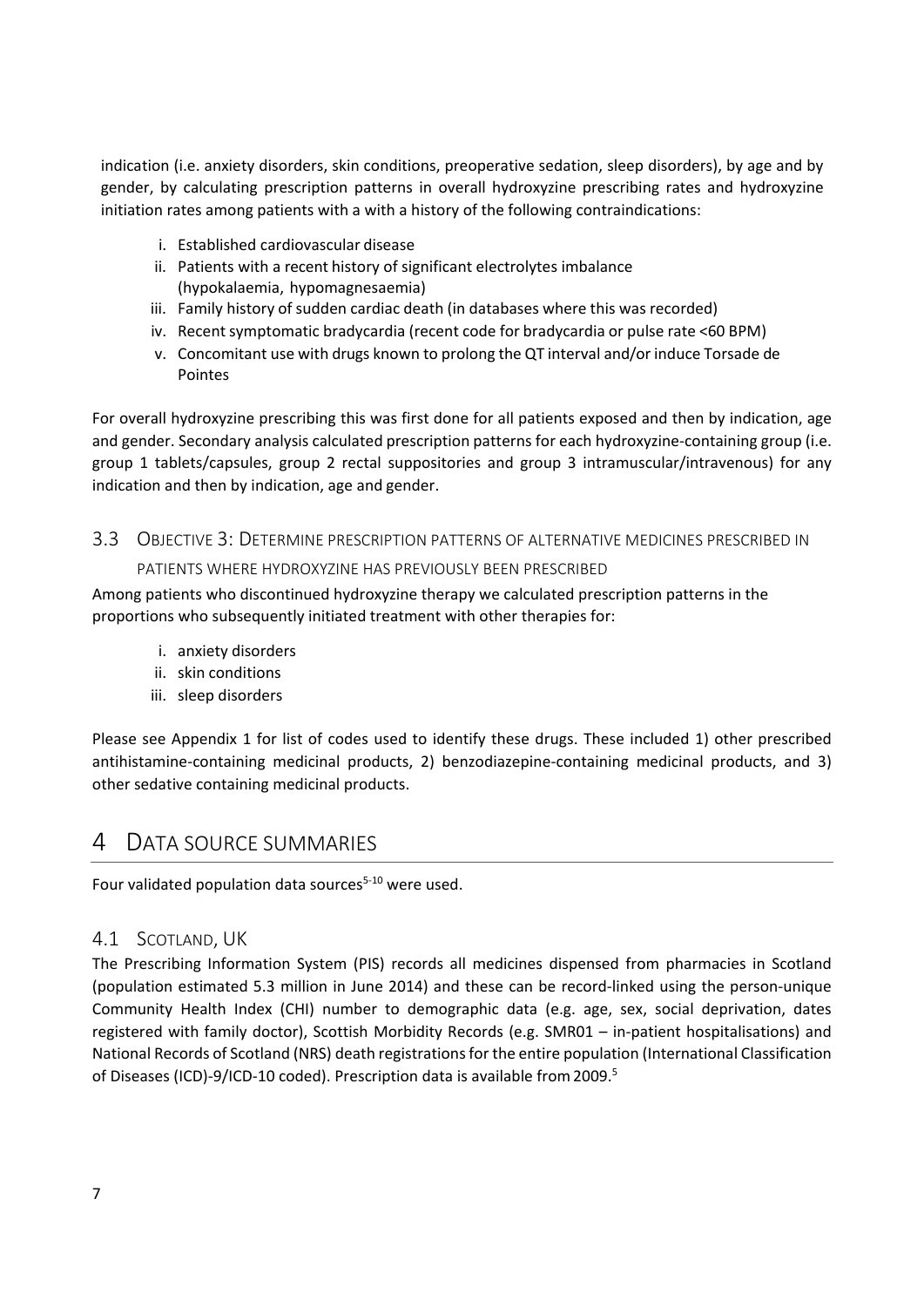indication (i.e. anxiety disorders, skin conditions, preoperative sedation, sleep disorders), by age and by gender, by calculating prescription patterns in overall hydroxyzine prescribing rates and hydroxyzine initiation rates among patients with a with a history of the following contraindications:

i. Established cardiovascular disease
ii. Patients with a recent history of significant electrolytes imbalance (hypokalaemia, hypomagnesaemia)
iii. Family history of sudden cardiac death (in databases where this was recorded)
iv. Recent symptomatic bradycardia (recent code for bradycardia or pulse rate <60 BPM)
v. Concomitant use with drugs known to prolong the QT interval and/or induce Torsade de Pointes

For overall hydroxyzine prescribing this was first done for all patients exposed and then by indication, age and gender. Secondary analysis calculated prescription patterns for each hydroxyzine-containing group (i.e. group 1 tablets/capsules, group 2 rectal suppositories and group 3 intramuscular/intravenous) for any indication and then by indication, age and gender.

### 3.3 Objective 3: Determine prescription patterns of alternative medicines prescribed in patients where hydroxyzine has previously been prescribed

Among patients who discontinued hydroxyzine therapy we calculated prescription patterns in the proportions who subsequently initiated treatment with other therapies for:

i. anxiety disorders
ii. skin conditions
iii. sleep disorders

Please see Appendix 1 for list of codes used to identify these drugs. These included 1) other prescribed antihistamine-containing medicinal products, 2) benzodiazepine-containing medicinal products, and 3) other sedative containing medicinal products.

## 4 Data source summaries

Four validated population data sources[5-10] were used.

### 4.1 Scotland, UK

The Prescribing Information System (PIS) records all medicines dispensed from pharmacies in Scotland (population estimated 5.3 million in June 2014) and these can be record-linked using the person-unique Community Health Index (CHI) number to demographic data (e.g. age, sex, social deprivation, dates registered with family doctor), Scottish Morbidity Records (e.g. SMR01 – in-patient hospitalisations) and National Records of Scotland (NRS) death registrations for the entire population (International Classification of Diseases (ICD)-9/ICD-10 coded). Prescription data is available from 2009.[5]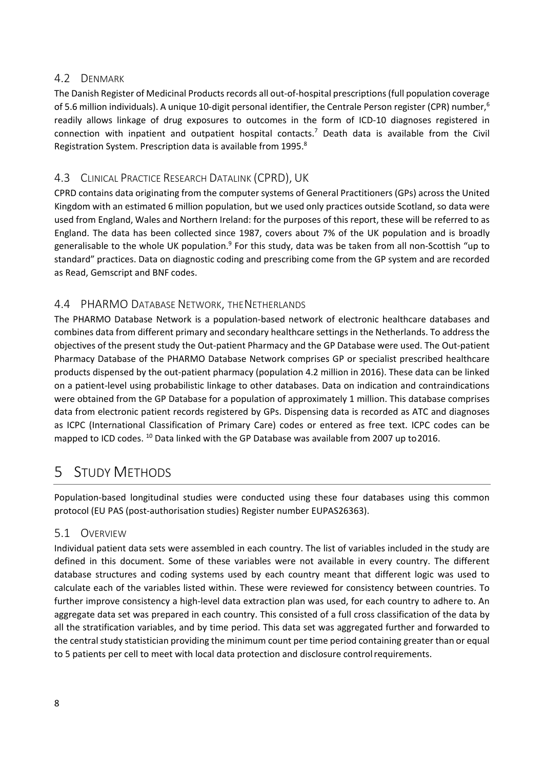## 4.2 Denmark

The Danish Register of Medicinal Products records all out-of-hospital prescriptions (full population coverage of 5.6 million individuals). A unique 10-digit personal identifier, the Centrale Person register (CPR) number,[6] readily allows linkage of drug exposures to outcomes in the form of ICD-10 diagnoses registered in connection with inpatient and outpatient hospital contacts.[7] Death data is available from the Civil Registration System. Prescription data is available from 1995.[8]

## 4.3 Clinical Practice Research Datalink (CPRD), UK

CPRD contains data originating from the computer systems of General Practitioners (GPs) across the United Kingdom with an estimated 6 million population, but we used only practices outside Scotland, so data were used from England, Wales and Northern Ireland: for the purposes of this report, these will be referred to as England. The data has been collected since 1987, covers about 7% of the UK population and is broadly generalisable to the whole UK population.[9] For this study, data was be taken from all non-Scottish "up to standard" practices. Data on diagnostic coding and prescribing come from the GP system and are recorded as Read, Gemscript and BNF codes.

## 4.4 PHARMO Database Network, the Netherlands

The PHARMO Database Network is a population-based network of electronic healthcare databases and combines data from different primary and secondary healthcare settings in the Netherlands. To address the objectives of the present study the Out-patient Pharmacy and the GP Database were used. The Out-patient Pharmacy Database of the PHARMO Database Network comprises GP or specialist prescribed healthcare products dispensed by the out-patient pharmacy (population 4.2 million in 2016). These data can be linked on a patient-level using probabilistic linkage to other databases. Data on indication and contraindications were obtained from the GP Database for a population of approximately 1 million. This database comprises data from electronic patient records registered by GPs. Dispensing data is recorded as ATC and diagnoses as ICPC (International Classification of Primary Care) codes or entered as free text. ICPC codes can be mapped to ICD codes. [10] Data linked with the GP Database was available from 2007 up to 2016.

# 5 Study Methods

Population-based longitudinal studies were conducted using these four databases using this common protocol (EU PAS (post-authorisation studies) Register number EUPAS26363).

## 5.1 Overview

Individual patient data sets were assembled in each country. The list of variables included in the study are defined in this document. Some of these variables were not available in every country. The different database structures and coding systems used by each country meant that different logic was used to calculate each of the variables listed within. These were reviewed for consistency between countries. To further improve consistency a high-level data extraction plan was used, for each country to adhere to. An aggregate data set was prepared in each country. This consisted of a full cross classification of the data by all the stratification variables, and by time period. This data set was aggregated further and forwarded to the central study statistician providing the minimum count per time period containing greater than or equal to 5 patients per cell to meet with local data protection and disclosure control requirements.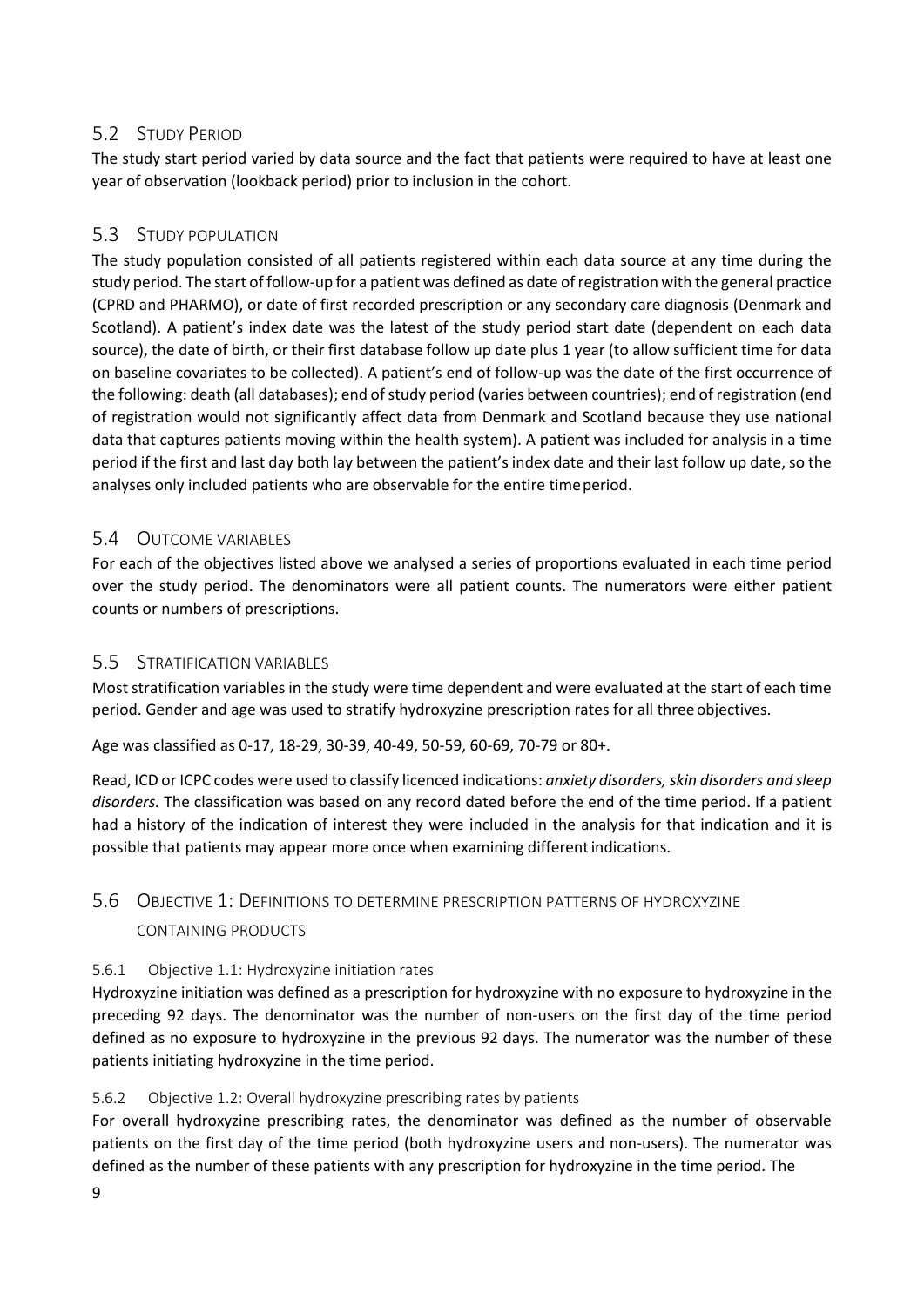## 5.2 Study Period

The study start period varied by data source and the fact that patients were required to have at least one year of observation (lookback period) prior to inclusion in the cohort.

## 5.3 Study population

The study population consisted of all patients registered within each data source at any time during the study period. The start of follow-up for a patient was defined as date of registration with the general practice (CPRD and PHARMO), or date of first recorded prescription or any secondary care diagnosis (Denmark and Scotland). A patient's index date was the latest of the study period start date (dependent on each data source), the date of birth, or their first database follow up date plus 1 year (to allow sufficient time for data on baseline covariates to be collected). A patient's end of follow-up was the date of the first occurrence of the following: death (all databases); end of study period (varies between countries); end of registration (end of registration would not significantly affect data from Denmark and Scotland because they use national data that captures patients moving within the health system). A patient was included for analysis in a time period if the first and last day both lay between the patient's index date and their last follow up date, so the analyses only included patients who are observable for the entire time period.

## 5.4 Outcome variables

For each of the objectives listed above we analysed a series of proportions evaluated in each time period over the study period. The denominators were all patient counts. The numerators were either patient counts or numbers of prescriptions.

## 5.5 Stratification variables

Most stratification variables in the study were time dependent and were evaluated at the start of each time period. Gender and age was used to stratify hydroxyzine prescription rates for all three objectives.

Age was classified as 0-17, 18-29, 30-39, 40-49, 50-59, 60-69, 70-79 or 80+.

Read, ICD or ICPC codes were used to classify licenced indications: *anxiety disorders, skin disorders and sleep disorders.* The classification was based on any record dated before the end of the time period. If a patient had a history of the indication of interest they were included in the analysis for that indication and it is possible that patients may appear more once when examining different indications.

## 5.6 Objective 1: Definitions to determine prescription patterns of hydroxyzine containing products

### 5.6.1 Objective 1.1: Hydroxyzine initiation rates

Hydroxyzine initiation was defined as a prescription for hydroxyzine with no exposure to hydroxyzine in the preceding 92 days. The denominator was the number of non-users on the first day of the time period defined as no exposure to hydroxyzine in the previous 92 days. The numerator was the number of these patients initiating hydroxyzine in the time period.

### 5.6.2 Objective 1.2: Overall hydroxyzine prescribing rates by patients

For overall hydroxyzine prescribing rates, the denominator was defined as the number of observable patients on the first day of the time period (both hydroxyzine users and non-users). The numerator was defined as the number of these patients with any prescription for hydroxyzine in the time period. The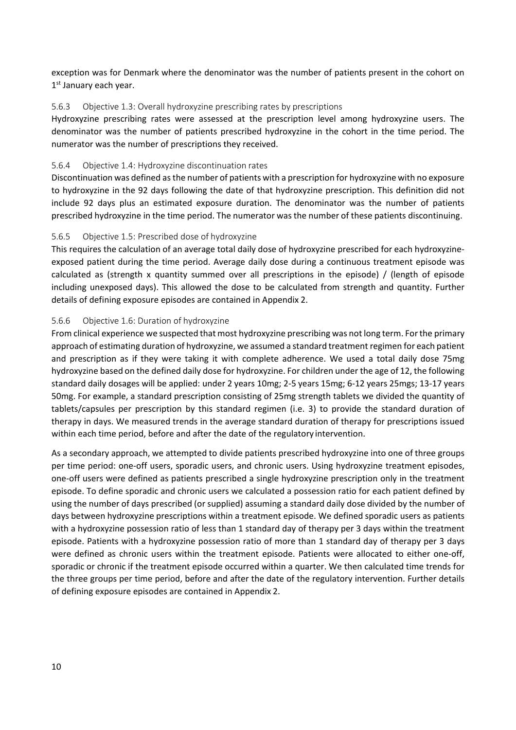exception was for Denmark where the denominator was the number of patients present in the cohort on 1st January each year.

### 5.6.3 Objective 1.3: Overall hydroxyzine prescribing rates by prescriptions

Hydroxyzine prescribing rates were assessed at the prescription level among hydroxyzine users. The denominator was the number of patients prescribed hydroxyzine in the cohort in the time period. The numerator was the number of prescriptions they received.

### 5.6.4 Objective 1.4: Hydroxyzine discontinuation rates

Discontinuation was defined as the number of patients with a prescription for hydroxyzine with no exposure to hydroxyzine in the 92 days following the date of that hydroxyzine prescription. This definition did not include 92 days plus an estimated exposure duration. The denominator was the number of patients prescribed hydroxyzine in the time period. The numerator was the number of these patients discontinuing.

### 5.6.5 Objective 1.5: Prescribed dose of hydroxyzine

This requires the calculation of an average total daily dose of hydroxyzine prescribed for each hydroxyzine-exposed patient during the time period. Average daily dose during a continuous treatment episode was calculated as (strength x quantity summed over all prescriptions in the episode) / (length of episode including unexposed days). This allowed the dose to be calculated from strength and quantity. Further details of defining exposure episodes are contained in Appendix 2.

### 5.6.6 Objective 1.6: Duration of hydroxyzine

From clinical experience we suspected that most hydroxyzine prescribing was not long term. For the primary approach of estimating duration of hydroxyzine, we assumed a standard treatment regimen for each patient and prescription as if they were taking it with complete adherence. We used a total daily dose 75mg hydroxyzine based on the defined daily dose for hydroxyzine. For children under the age of 12, the following standard daily dosages will be applied: under 2 years 10mg; 2-5 years 15mg; 6-12 years 25mgs; 13-17 years 50mg. For example, a standard prescription consisting of 25mg strength tablets we divided the quantity of tablets/capsules per prescription by this standard regimen (i.e. 3) to provide the standard duration of therapy in days. We measured trends in the average standard duration of therapy for prescriptions issued within each time period, before and after the date of the regulatory intervention.

As a secondary approach, we attempted to divide patients prescribed hydroxyzine into one of three groups per time period: one-off users, sporadic users, and chronic users. Using hydroxyzine treatment episodes, one-off users were defined as patients prescribed a single hydroxyzine prescription only in the treatment episode. To define sporadic and chronic users we calculated a possession ratio for each patient defined by using the number of days prescribed (or supplied) assuming a standard daily dose divided by the number of days between hydroxyzine prescriptions within a treatment episode. We defined sporadic users as patients with a hydroxyzine possession ratio of less than 1 standard day of therapy per 3 days within the treatment episode. Patients with a hydroxyzine possession ratio of more than 1 standard day of therapy per 3 days were defined as chronic users within the treatment episode. Patients were allocated to either one-off, sporadic or chronic if the treatment episode occurred within a quarter. We then calculated time trends for the three groups per time period, before and after the date of the regulatory intervention. Further details of defining exposure episodes are contained in Appendix 2.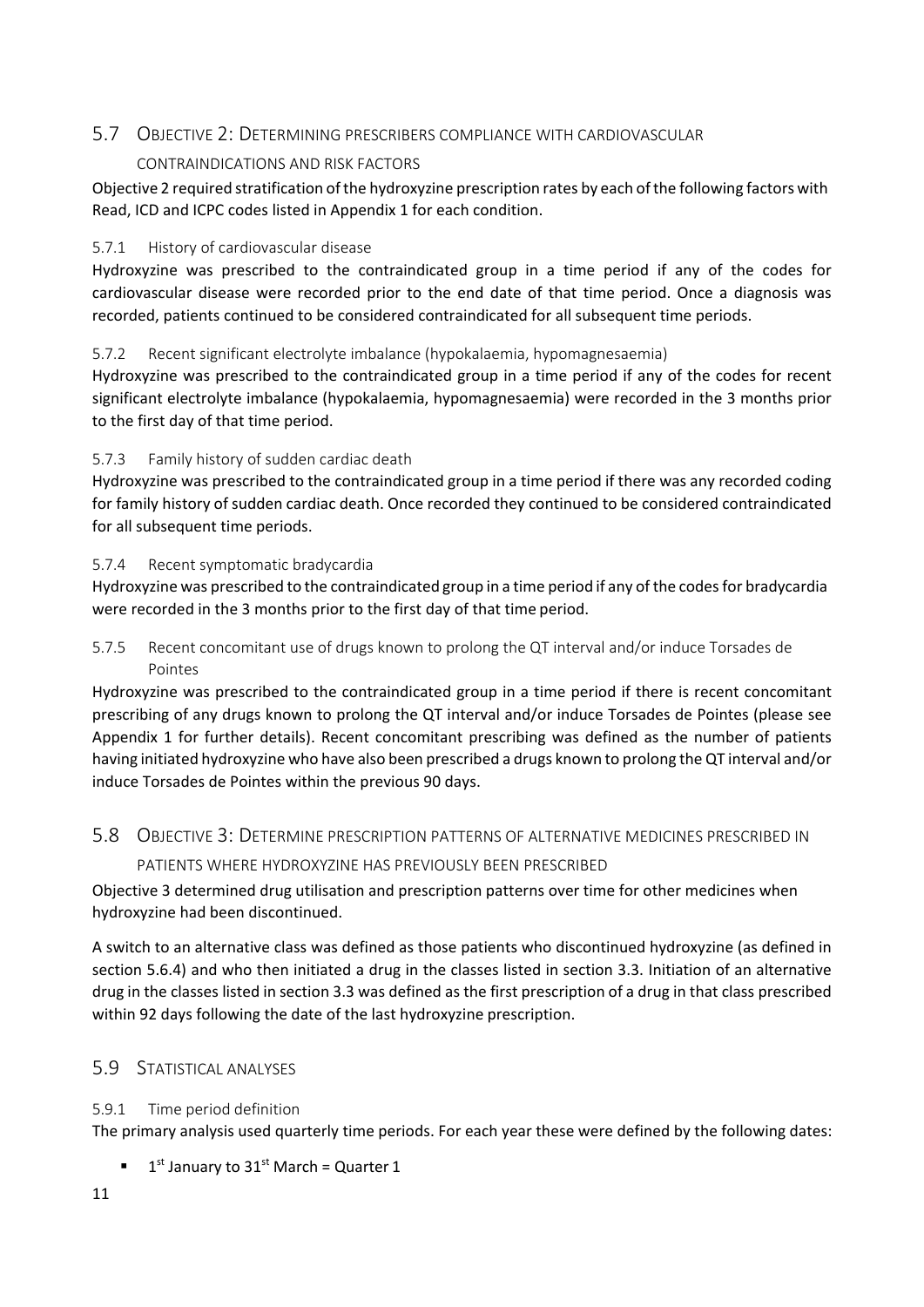## 5.7 Objective 2: Determining prescribers compliance with cardiovascular contraindications and risk factors

Objective 2 required stratification of the hydroxyzine prescription rates by each of the following factors with Read, ICD and ICPC codes listed in Appendix 1 for each condition.

### 5.7.1 History of cardiovascular disease

Hydroxyzine was prescribed to the contraindicated group in a time period if any of the codes for cardiovascular disease were recorded prior to the end date of that time period. Once a diagnosis was recorded, patients continued to be considered contraindicated for all subsequent time periods.

### 5.7.2 Recent significant electrolyte imbalance (hypokalaemia, hypomagnesaemia)

Hydroxyzine was prescribed to the contraindicated group in a time period if any of the codes for recent significant electrolyte imbalance (hypokalaemia, hypomagnesaemia) were recorded in the 3 months prior to the first day of that time period.

### 5.7.3 Family history of sudden cardiac death

Hydroxyzine was prescribed to the contraindicated group in a time period if there was any recorded coding for family history of sudden cardiac death. Once recorded they continued to be considered contraindicated for all subsequent time periods.

### 5.7.4 Recent symptomatic bradycardia

Hydroxyzine was prescribed to the contraindicated group in a time period if any of the codes for bradycardia were recorded in the 3 months prior to the first day of that time period.

### 5.7.5 Recent concomitant use of drugs known to prolong the QT interval and/or induce Torsades de Pointes

Hydroxyzine was prescribed to the contraindicated group in a time period if there is recent concomitant prescribing of any drugs known to prolong the QT interval and/or induce Torsades de Pointes (please see Appendix 1 for further details). Recent concomitant prescribing was defined as the number of patients having initiated hydroxyzine who have also been prescribed a drugs known to prolong the QT interval and/or induce Torsades de Pointes within the previous 90 days.

## 5.8 Objective 3: Determine prescription patterns of alternative medicines prescribed in patients where hydroxyzine has previously been prescribed

Objective 3 determined drug utilisation and prescription patterns over time for other medicines when hydroxyzine had been discontinued.

A switch to an alternative class was defined as those patients who discontinued hydroxyzine (as defined in section 5.6.4) and who then initiated a drug in the classes listed in section 3.3. Initiation of an alternative drug in the classes listed in section 3.3 was defined as the first prescription of a drug in that class prescribed within 92 days following the date of the last hydroxyzine prescription.

## 5.9 Statistical analyses

### 5.9.1 Time period definition

The primary analysis used quarterly time periods. For each year these were defined by the following dates:

- 1st January to 31st March = Quarter 1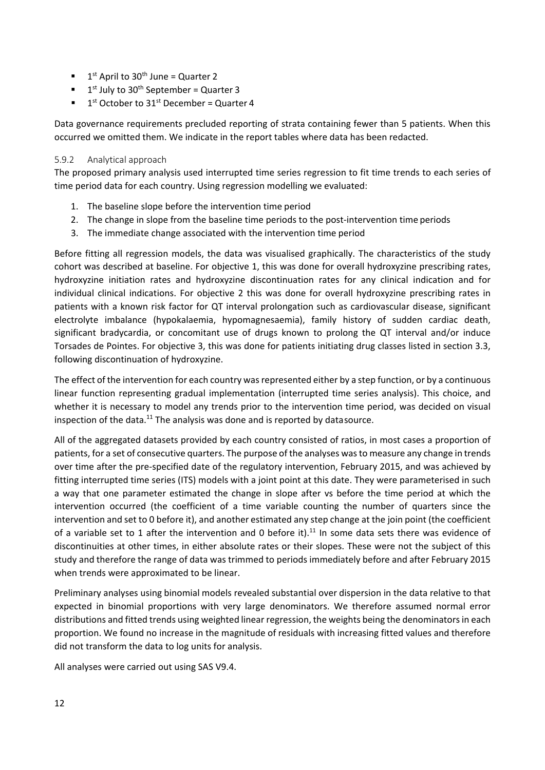- 1st April to 30th June = Quarter 2
- 1st July to 30th September = Quarter 3
- 1st October to 31st December = Quarter 4

Data governance requirements precluded reporting of strata containing fewer than 5 patients. When this occurred we omitted them. We indicate in the report tables where data has been redacted.

#### 5.9.2 Analytical approach

The proposed primary analysis used interrupted time series regression to fit time trends to each series of time period data for each country. Using regression modelling we evaluated:

1. The baseline slope before the intervention time period
2. The change in slope from the baseline time periods to the post-intervention time periods
3. The immediate change associated with the intervention time period

Before fitting all regression models, the data was visualised graphically. The characteristics of the study cohort was described at baseline. For objective 1, this was done for overall hydroxyzine prescribing rates, hydroxyzine initiation rates and hydroxyzine discontinuation rates for any clinical indication and for individual clinical indications. For objective 2 this was done for overall hydroxyzine prescribing rates in patients with a known risk factor for QT interval prolongation such as cardiovascular disease, significant electrolyte imbalance (hypokalaemia, hypomagnesaemia), family history of sudden cardiac death, significant bradycardia, or concomitant use of drugs known to prolong the QT interval and/or induce Torsades de Pointes. For objective 3, this was done for patients initiating drug classes listed in section 3.3, following discontinuation of hydroxyzine.

The effect of the intervention for each country was represented either by a step function, or by a continuous linear function representing gradual implementation (interrupted time series analysis). This choice, and whether it is necessary to model any trends prior to the intervention time period, was decided on visual inspection of the data.[11] The analysis was done and is reported by datasource.

All of the aggregated datasets provided by each country consisted of ratios, in most cases a proportion of patients, for a set of consecutive quarters. The purpose of the analyses was to measure any change in trends over time after the pre-specified date of the regulatory intervention, February 2015, and was achieved by fitting interrupted time series (ITS) models with a joint point at this date. They were parameterised in such a way that one parameter estimated the change in slope after vs before the time period at which the intervention occurred (the coefficient of a time variable counting the number of quarters since the intervention and set to 0 before it), and another estimated any step change at the join point (the coefficient of a variable set to 1 after the intervention and 0 before it).[11] In some data sets there was evidence of discontinuities at other times, in either absolute rates or their slopes. These were not the subject of this study and therefore the range of data was trimmed to periods immediately before and after February 2015 when trends were approximated to be linear.

Preliminary analyses using binomial models revealed substantial over dispersion in the data relative to that expected in binomial proportions with very large denominators. We therefore assumed normal error distributions and fitted trends using weighted linear regression, the weights being the denominators in each proportion. We found no increase in the magnitude of residuals with increasing fitted values and therefore did not transform the data to log units for analysis.

All analyses were carried out using SAS V9.4.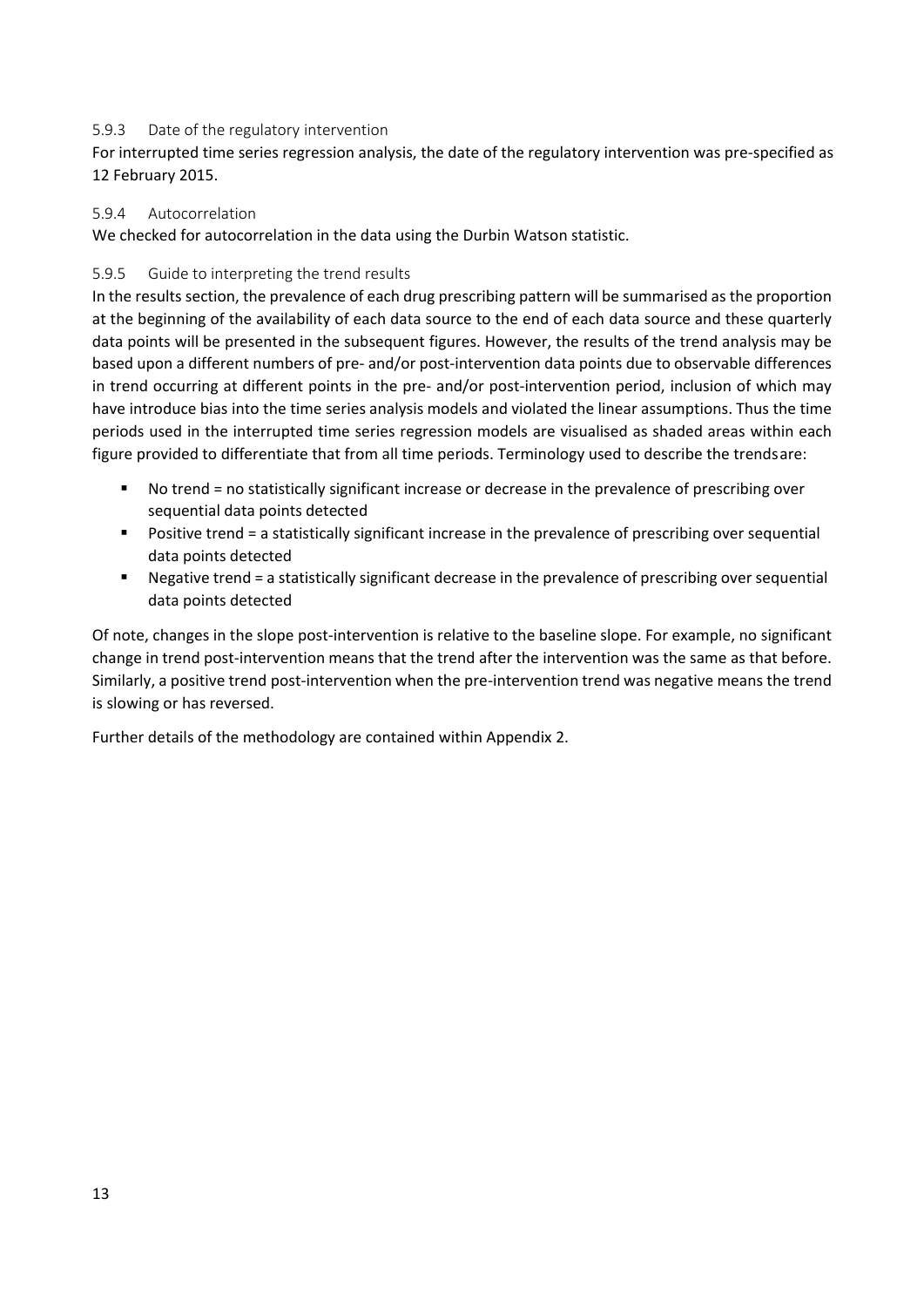### 5.9.3 Date of the regulatory intervention

For interrupted time series regression analysis, the date of the regulatory intervention was pre-specified as 12 February 2015.

### 5.9.4 Autocorrelation

We checked for autocorrelation in the data using the Durbin Watson statistic.

### 5.9.5 Guide to interpreting the trend results

In the results section, the prevalence of each drug prescribing pattern will be summarised as the proportion at the beginning of the availability of each data source to the end of each data source and these quarterly data points will be presented in the subsequent figures. However, the results of the trend analysis may be based upon a different numbers of pre- and/or post-intervention data points due to observable differences in trend occurring at different points in the pre- and/or post-intervention period, inclusion of which may have introduce bias into the time series analysis models and violated the linear assumptions. Thus the time periods used in the interrupted time series regression models are visualised as shaded areas within each figure provided to differentiate that from all time periods. Terminology used to describe the trendsare:

- No trend = no statistically significant increase or decrease in the prevalence of prescribing over sequential data points detected
- Positive trend = a statistically significant increase in the prevalence of prescribing over sequential data points detected
- Negative trend = a statistically significant decrease in the prevalence of prescribing over sequential data points detected

Of note, changes in the slope post-intervention is relative to the baseline slope. For example, no significant change in trend post-intervention means that the trend after the intervention was the same as that before. Similarly, a positive trend post-intervention when the pre-intervention trend was negative means the trend is slowing or has reversed.

Further details of the methodology are contained within Appendix 2.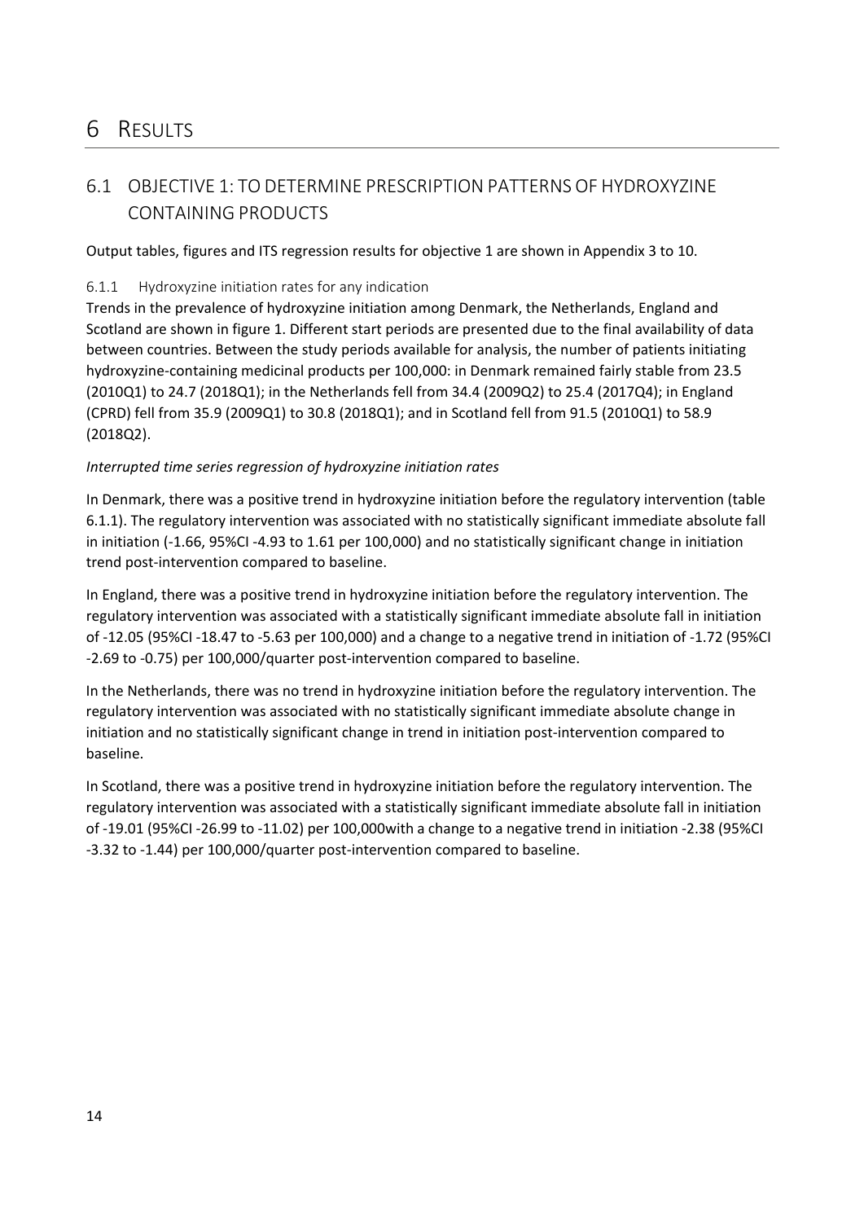# 6 RESULTS

## 6.1 OBJECTIVE 1: TO DETERMINE PRESCRIPTION PATTERNS OF HYDROXYZINE CONTAINING PRODUCTS

Output tables, figures and ITS regression results for objective 1 are shown in Appendix 3 to 10.

### 6.1.1 Hydroxyzine initiation rates for any indication

Trends in the prevalence of hydroxyzine initiation among Denmark, the Netherlands, England and Scotland are shown in figure 1. Different start periods are presented due to the final availability of data between countries. Between the study periods available for analysis, the number of patients initiating hydroxyzine-containing medicinal products per 100,000: in Denmark remained fairly stable from 23.5 (2010Q1) to 24.7 (2018Q1); in the Netherlands fell from 34.4 (2009Q2) to 25.4 (2017Q4); in England (CPRD) fell from 35.9 (2009Q1) to 30.8 (2018Q1); and in Scotland fell from 91.5 (2010Q1) to 58.9 (2018Q2).

*Interrupted time series regression of hydroxyzine initiation rates*

In Denmark, there was a positive trend in hydroxyzine initiation before the regulatory intervention (table 6.1.1). The regulatory intervention was associated with no statistically significant immediate absolute fall in initiation (-1.66, 95%CI -4.93 to 1.61 per 100,000) and no statistically significant change in initiation trend post-intervention compared to baseline.

In England, there was a positive trend in hydroxyzine initiation before the regulatory intervention. The regulatory intervention was associated with a statistically significant immediate absolute fall in initiation of -12.05 (95%CI -18.47 to -5.63 per 100,000) and a change to a negative trend in initiation of -1.72 (95%CI -2.69 to -0.75) per 100,000/quarter post-intervention compared to baseline.

In the Netherlands, there was no trend in hydroxyzine initiation before the regulatory intervention. The regulatory intervention was associated with no statistically significant immediate absolute change in initiation and no statistically significant change in trend in initiation post-intervention compared to baseline.

In Scotland, there was a positive trend in hydroxyzine initiation before the regulatory intervention. The regulatory intervention was associated with a statistically significant immediate absolute fall in initiation of -19.01 (95%CI -26.99 to -11.02) per 100,000with a change to a negative trend in initiation -2.38 (95%CI -3.32 to -1.44) per 100,000/quarter post-intervention compared to baseline.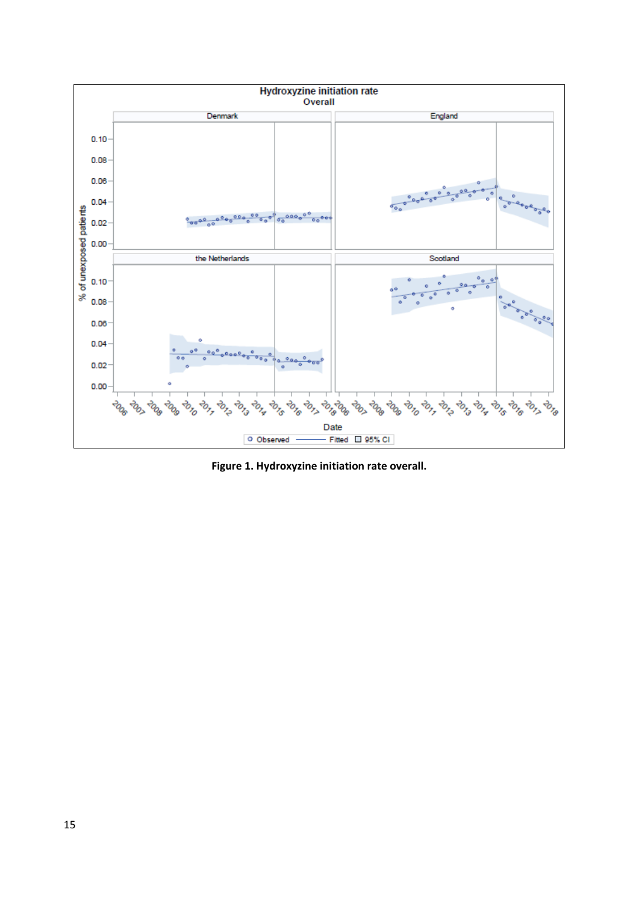**Figure 1. Hydroxyzine initiation rate overall.**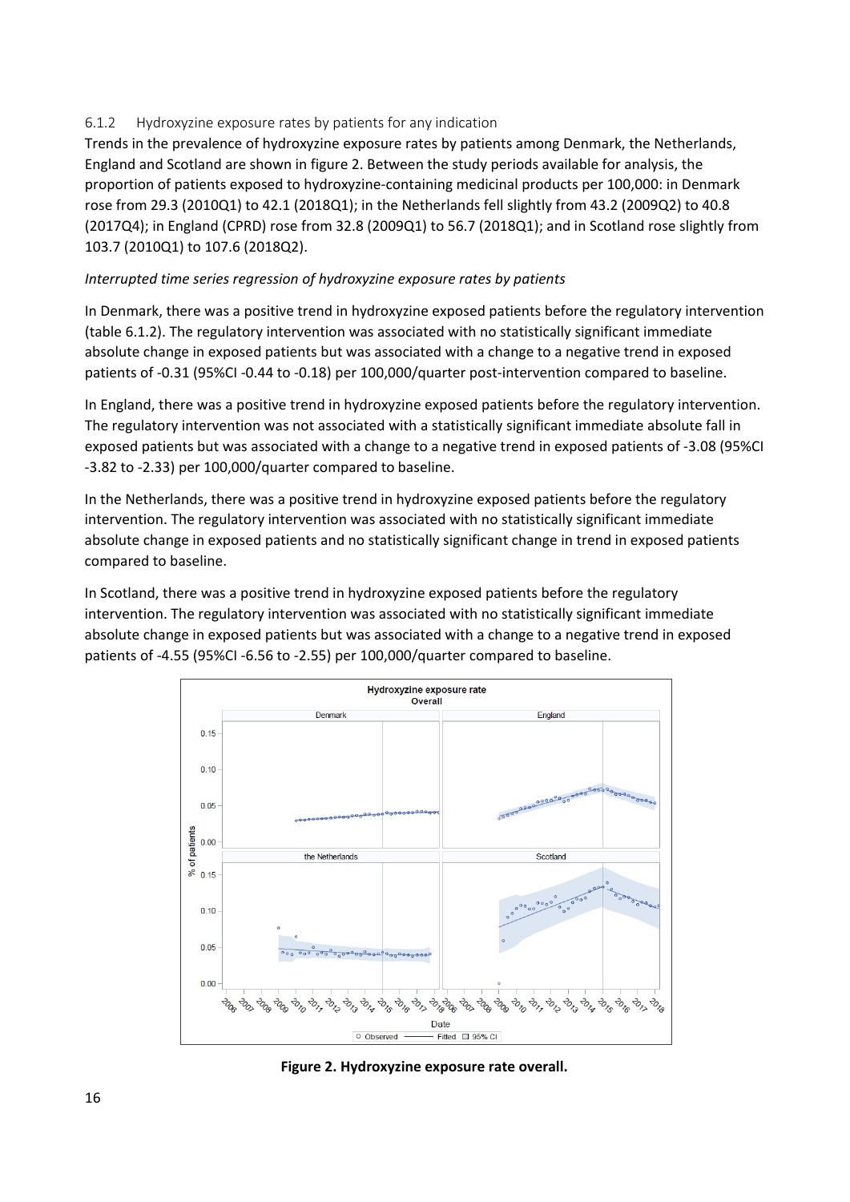### 6.1.2 Hydroxyzine exposure rates by patients for any indication

Trends in the prevalence of hydroxyzine exposure rates by patients among Denmark, the Netherlands, England and Scotland are shown in figure 2. Between the study periods available for analysis, the proportion of patients exposed to hydroxyzine-containing medicinal products per 100,000: in Denmark rose from 29.3 (2010Q1) to 42.1 (2018Q1); in the Netherlands fell slightly from 43.2 (2009Q2) to 40.8 (2017Q4); in England (CPRD) rose from 32.8 (2009Q1) to 56.7 (2018Q1); and in Scotland rose slightly from 103.7 (2010Q1) to 107.6 (2018Q2).

*Interrupted time series regression of hydroxyzine exposure rates by patients*

In Denmark, there was a positive trend in hydroxyzine exposed patients before the regulatory intervention (table 6.1.2). The regulatory intervention was associated with no statistically significant immediate absolute change in exposed patients but was associated with a change to a negative trend in exposed patients of -0.31 (95%CI -0.44 to -0.18) per 100,000/quarter post-intervention compared to baseline.

In England, there was a positive trend in hydroxyzine exposed patients before the regulatory intervention. The regulatory intervention was not associated with a statistically significant immediate absolute fall in exposed patients but was associated with a change to a negative trend in exposed patients of -3.08 (95%CI -3.82 to -2.33) per 100,000/quarter compared to baseline.

In the Netherlands, there was a positive trend in hydroxyzine exposed patients before the regulatory intervention. The regulatory intervention was associated with no statistically significant immediate absolute change in exposed patients and no statistically significant change in trend in exposed patients compared to baseline.

In Scotland, there was a positive trend in hydroxyzine exposed patients before the regulatory intervention. The regulatory intervention was associated with no statistically significant immediate absolute change in exposed patients but was associated with a change to a negative trend in exposed patients of -4.55 (95%CI -6.56 to -2.55) per 100,000/quarter compared to baseline.

**Figure 2. Hydroxyzine exposure rate overall.**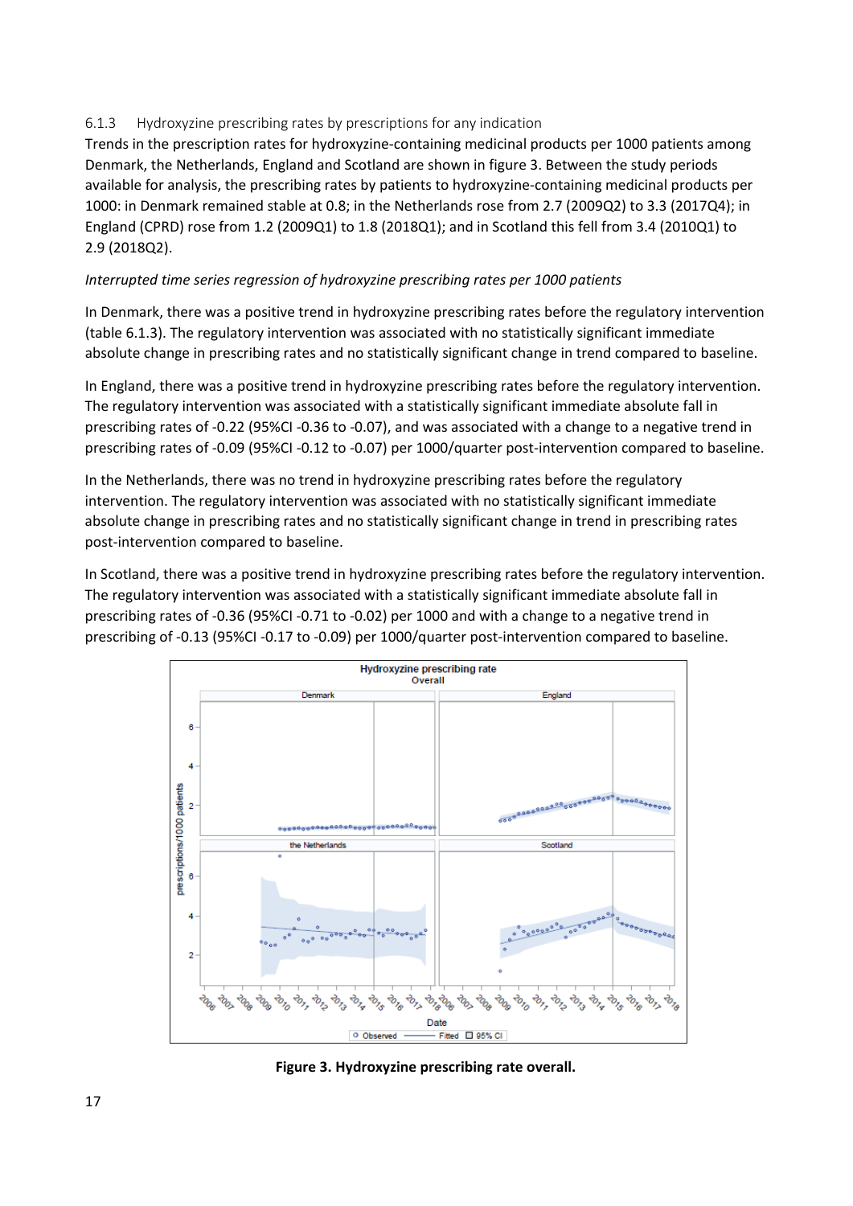### 6.1.3 Hydroxyzine prescribing rates by prescriptions for any indication

Trends in the prescription rates for hydroxyzine-containing medicinal products per 1000 patients among Denmark, the Netherlands, England and Scotland are shown in figure 3. Between the study periods available for analysis, the prescribing rates by patients to hydroxyzine-containing medicinal products per 1000: in Denmark remained stable at 0.8; in the Netherlands rose from 2.7 (2009Q2) to 3.3 (2017Q4); in England (CPRD) rose from 1.2 (2009Q1) to 1.8 (2018Q1); and in Scotland this fell from 3.4 (2010Q1) to 2.9 (2018Q2).

*Interrupted time series regression of hydroxyzine prescribing rates per 1000 patients*

In Denmark, there was a positive trend in hydroxyzine prescribing rates before the regulatory intervention (table 6.1.3). The regulatory intervention was associated with no statistically significant immediate absolute change in prescribing rates and no statistically significant change in trend compared to baseline.

In England, there was a positive trend in hydroxyzine prescribing rates before the regulatory intervention. The regulatory intervention was associated with a statistically significant immediate absolute fall in prescribing rates of -0.22 (95%CI -0.36 to -0.07), and was associated with a change to a negative trend in prescribing rates of -0.09 (95%CI -0.12 to -0.07) per 1000/quarter post-intervention compared to baseline.

In the Netherlands, there was no trend in hydroxyzine prescribing rates before the regulatory intervention. The regulatory intervention was associated with no statistically significant immediate absolute change in prescribing rates and no statistically significant change in trend in prescribing rates post-intervention compared to baseline.

In Scotland, there was a positive trend in hydroxyzine prescribing rates before the regulatory intervention. The regulatory intervention was associated with a statistically significant immediate absolute fall in prescribing rates of -0.36 (95%CI -0.71 to -0.02) per 1000 and with a change to a negative trend in prescribing of -0.13 (95%CI -0.17 to -0.09) per 1000/quarter post-intervention compared to baseline.

**Figure 3. Hydroxyzine prescribing rate overall.**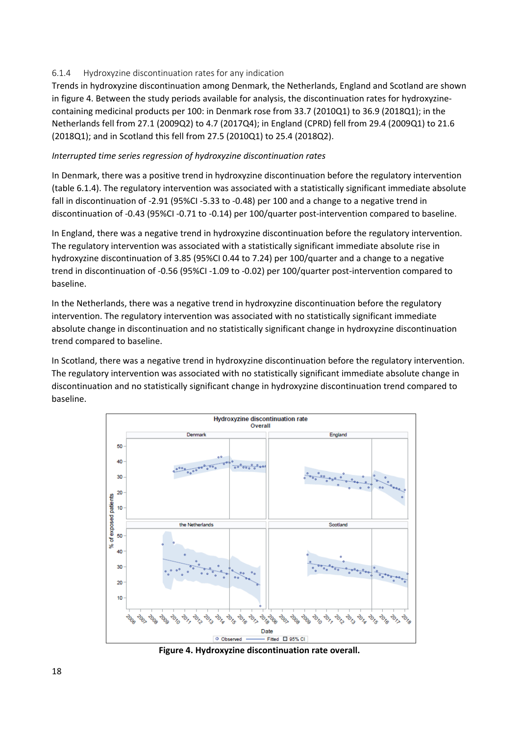### 6.1.4 Hydroxyzine discontinuation rates for any indication

Trends in hydroxyzine discontinuation among Denmark, the Netherlands, England and Scotland are shown in figure 4. Between the study periods available for analysis, the discontinuation rates for hydroxyzine-containing medicinal products per 100: in Denmark rose from 33.7 (2010Q1) to 36.9 (2018Q1); in the Netherlands fell from 27.1 (2009Q2) to 4.7 (2017Q4); in England (CPRD) fell from 29.4 (2009Q1) to 21.6 (2018Q1); and in Scotland this fell from 27.5 (2010Q1) to 25.4 (2018Q2).

*Interrupted time series regression of hydroxyzine discontinuation rates*

In Denmark, there was a positive trend in hydroxyzine discontinuation before the regulatory intervention (table 6.1.4). The regulatory intervention was associated with a statistically significant immediate absolute fall in discontinuation of -2.91 (95%CI -5.33 to -0.48) per 100 and a change to a negative trend in discontinuation of -0.43 (95%CI -0.71 to -0.14) per 100/quarter post-intervention compared to baseline.

In England, there was a negative trend in hydroxyzine discontinuation before the regulatory intervention. The regulatory intervention was associated with a statistically significant immediate absolute rise in hydroxyzine discontinuation of 3.85 (95%CI 0.44 to 7.24) per 100/quarter and a change to a negative trend in discontinuation of -0.56 (95%CI -1.09 to -0.02) per 100/quarter post-intervention compared to baseline.

In the Netherlands, there was a negative trend in hydroxyzine discontinuation before the regulatory intervention. The regulatory intervention was associated with no statistically significant immediate absolute change in discontinuation and no statistically significant change in hydroxyzine discontinuation trend compared to baseline.

In Scotland, there was a negative trend in hydroxyzine discontinuation before the regulatory intervention. The regulatory intervention was associated with no statistically significant immediate absolute change in discontinuation and no statistically significant change in hydroxyzine discontinuation trend compared to baseline.

**Figure 4. Hydroxyzine discontinuation rate overall.**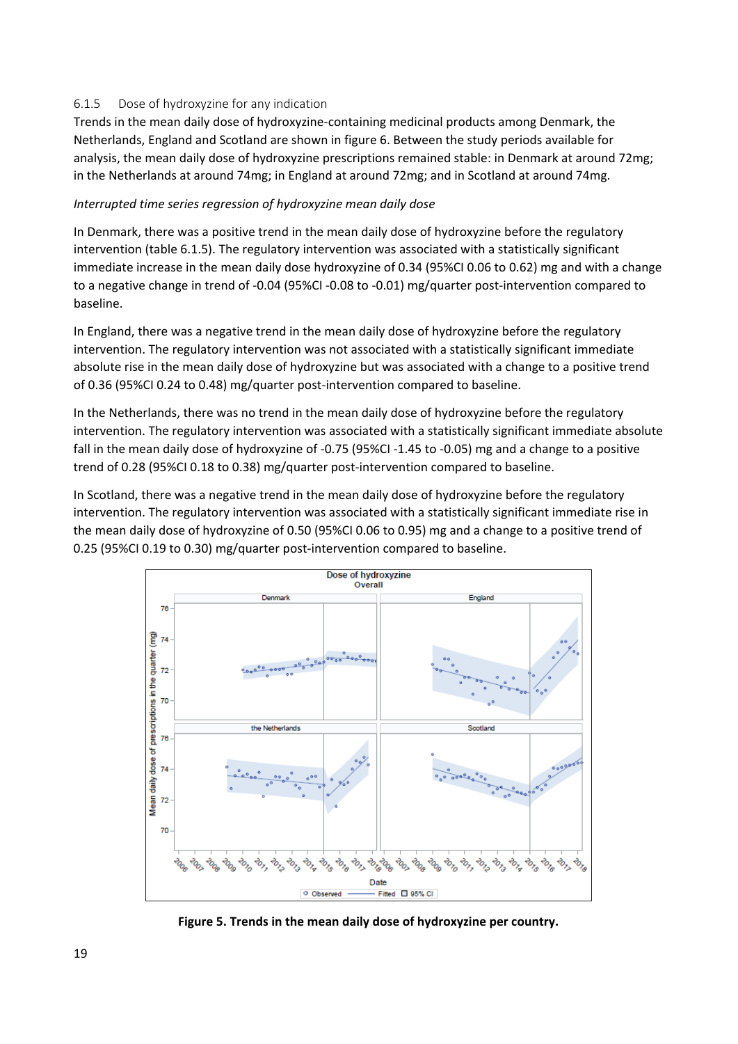### 6.1.5 Dose of hydroxyzine for any indication

Trends in the mean daily dose of hydroxyzine-containing medicinal products among Denmark, the Netherlands, England and Scotland are shown in figure 6. Between the study periods available for analysis, the mean daily dose of hydroxyzine prescriptions remained stable: in Denmark at around 72mg; in the Netherlands at around 74mg; in England at around 72mg; and in Scotland at around 74mg.

*Interrupted time series regression of hydroxyzine mean daily dose*

In Denmark, there was a positive trend in the mean daily dose of hydroxyzine before the regulatory intervention (table 6.1.5). The regulatory intervention was associated with a statistically significant immediate increase in the mean daily dose hydroxyzine of 0.34 (95%CI 0.06 to 0.62) mg and with a change to a negative change in trend of -0.04 (95%CI -0.08 to -0.01) mg/quarter post-intervention compared to baseline.

In England, there was a negative trend in the mean daily dose of hydroxyzine before the regulatory intervention. The regulatory intervention was not associated with a statistically significant immediate absolute rise in the mean daily dose of hydroxyzine but was associated with a change to a positive trend of 0.36 (95%CI 0.24 to 0.48) mg/quarter post-intervention compared to baseline.

In the Netherlands, there was no trend in the mean daily dose of hydroxyzine before the regulatory intervention. The regulatory intervention was associated with a statistically significant immediate absolute fall in the mean daily dose of hydroxyzine of -0.75 (95%CI -1.45 to -0.05) mg and a change to a positive trend of 0.28 (95%CI 0.18 to 0.38) mg/quarter post-intervention compared to baseline.

In Scotland, there was a negative trend in the mean daily dose of hydroxyzine before the regulatory intervention. The regulatory intervention was associated with a statistically significant immediate rise in the mean daily dose of hydroxyzine of 0.50 (95%CI 0.06 to 0.95) mg and a change to a positive trend of 0.25 (95%CI 0.19 to 0.30) mg/quarter post-intervention compared to baseline.

**Figure 5. Trends in the mean daily dose of hydroxyzine per country.**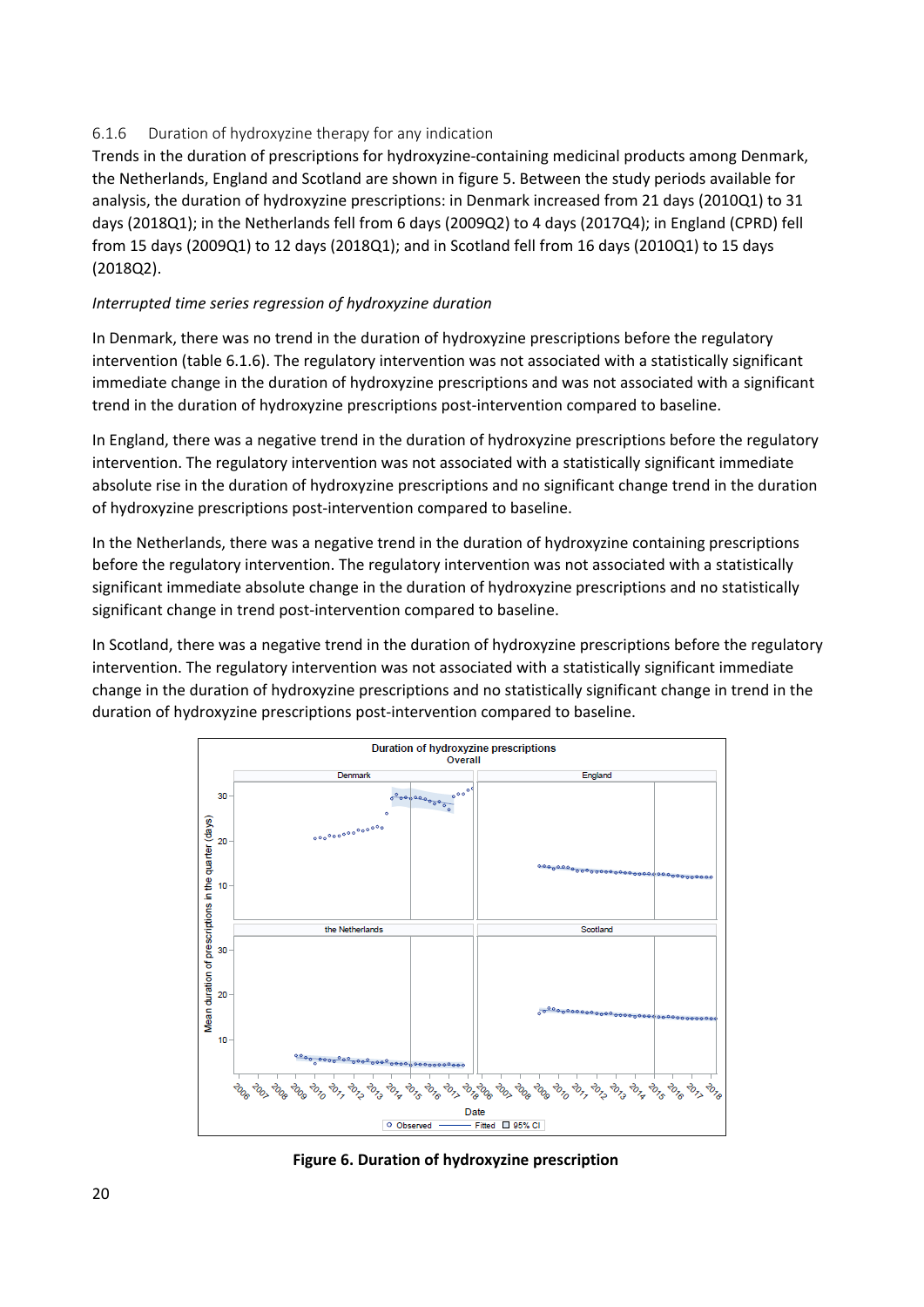### 6.1.6 Duration of hydroxyzine therapy for any indication

Trends in the duration of prescriptions for hydroxyzine-containing medicinal products among Denmark, the Netherlands, England and Scotland are shown in figure 5. Between the study periods available for analysis, the duration of hydroxyzine prescriptions: in Denmark increased from 21 days (2010Q1) to 31 days (2018Q1); in the Netherlands fell from 6 days (2009Q2) to 4 days (2017Q4); in England (CPRD) fell from 15 days (2009Q1) to 12 days (2018Q1); and in Scotland fell from 16 days (2010Q1) to 15 days (2018Q2).

*Interrupted time series regression of hydroxyzine duration*

In Denmark, there was no trend in the duration of hydroxyzine prescriptions before the regulatory intervention (table 6.1.6). The regulatory intervention was not associated with a statistically significant immediate change in the duration of hydroxyzine prescriptions and was not associated with a significant trend in the duration of hydroxyzine prescriptions post-intervention compared to baseline.

In England, there was a negative trend in the duration of hydroxyzine prescriptions before the regulatory intervention. The regulatory intervention was not associated with a statistically significant immediate absolute rise in the duration of hydroxyzine prescriptions and no significant change trend in the duration of hydroxyzine prescriptions post-intervention compared to baseline.

In the Netherlands, there was a negative trend in the duration of hydroxyzine containing prescriptions before the regulatory intervention. The regulatory intervention was not associated with a statistically significant immediate absolute change in the duration of hydroxyzine prescriptions and no statistically significant change in trend post-intervention compared to baseline.

In Scotland, there was a negative trend in the duration of hydroxyzine prescriptions before the regulatory intervention. The regulatory intervention was not associated with a statistically significant immediate change in the duration of hydroxyzine prescriptions and no statistically significant change in trend in the duration of hydroxyzine prescriptions post-intervention compared to baseline.

**Figure 6. Duration of hydroxyzine prescription**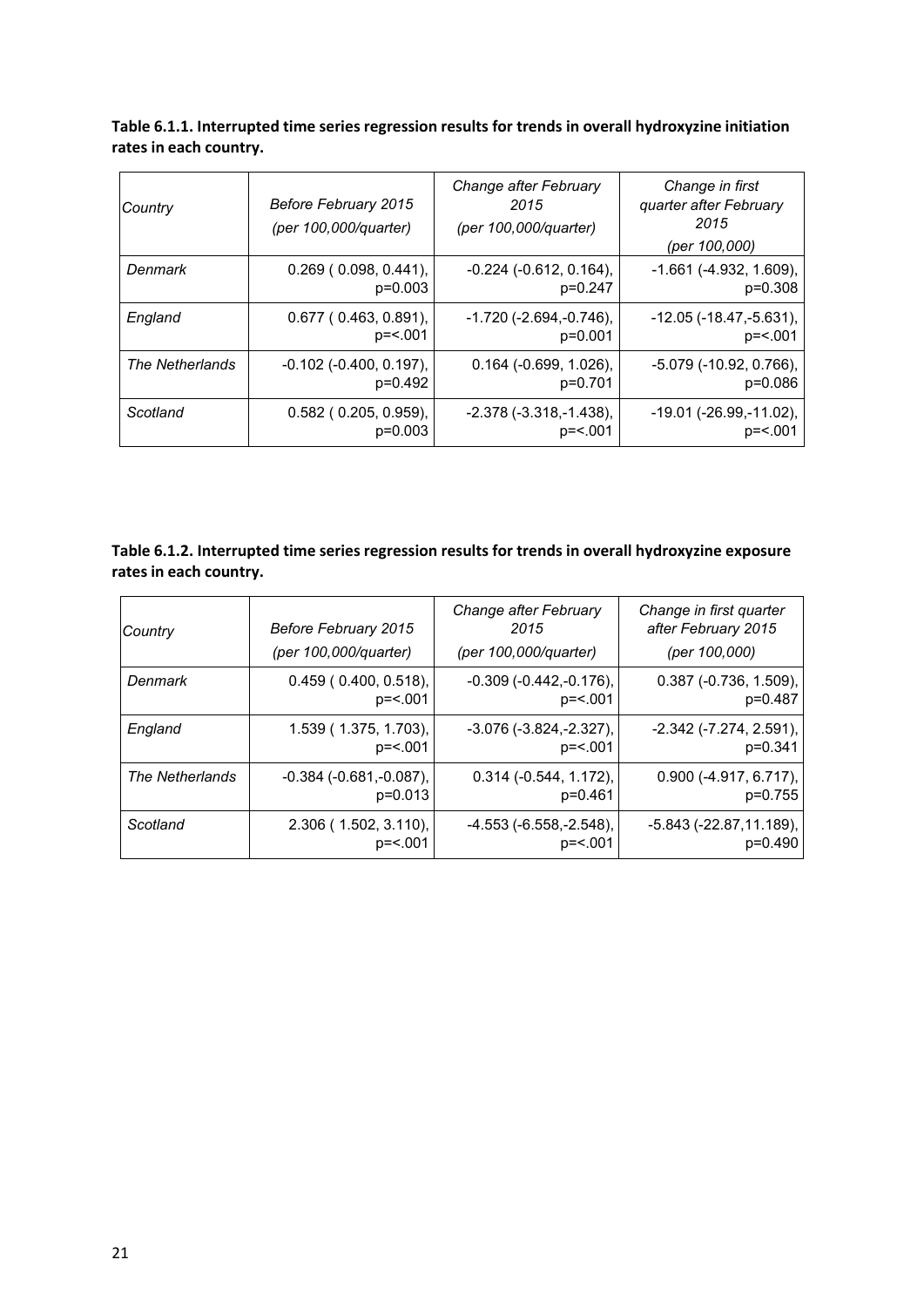**Table 6.1.1. Interrupted time series regression results for trends in overall hydroxyzine initiation rates in each country.**

| *Country* | *Before February 2015 (per 100,000/quarter)* | *Change after February 2015 (per 100,000/quarter)* | *Change in first quarter after February 2015 (per 100,000)* |
|---|---|---|---|
| *Denmark* | 0.269 ( 0.098, 0.441), p=0.003 | -0.224 (-0.612, 0.164), p=0.247 | -1.661 (-4.932, 1.609), p=0.308 |
| *England* | 0.677 ( 0.463, 0.891), p=<.001 | -1.720 (-2.694,-0.746), p=0.001 | -12.05 (-18.47,-5.631), p=<.001 |
| *The Netherlands* | -0.102 (-0.400, 0.197), p=0.492 | 0.164 (-0.699, 1.026), p=0.701 | -5.079 (-10.92, 0.766), p=0.086 |
| *Scotland* | 0.582 ( 0.205, 0.959), p=0.003 | -2.378 (-3.318,-1.438), p=<.001 | -19.01 (-26.99,-11.02), p=<.001 |

**Table 6.1.2. Interrupted time series regression results for trends in overall hydroxyzine exposure rates in each country.**

| *Country* | *Before February 2015 (per 100,000/quarter)* | *Change after February 2015 (per 100,000/quarter)* | *Change in first quarter after February 2015 (per 100,000)* |
|---|---|---|---|
| *Denmark* | 0.459 ( 0.400, 0.518), p=<.001 | -0.309 (-0.442,-0.176), p=<.001 | 0.387 (-0.736, 1.509), p=0.487 |
| *England* | 1.539 ( 1.375, 1.703), p=<.001 | -3.076 (-3.824,-2.327), p=<.001 | -2.342 (-7.274, 2.591), p=0.341 |
| *The Netherlands* | -0.384 (-0.681,-0.087), p=0.013 | 0.314 (-0.544, 1.172), p=0.461 | 0.900 (-4.917, 6.717), p=0.755 |
| *Scotland* | 2.306 ( 1.502, 3.110), p=<.001 | -4.553 (-6.558,-2.548), p=<.001 | -5.843 (-22.87,11.189), p=0.490 |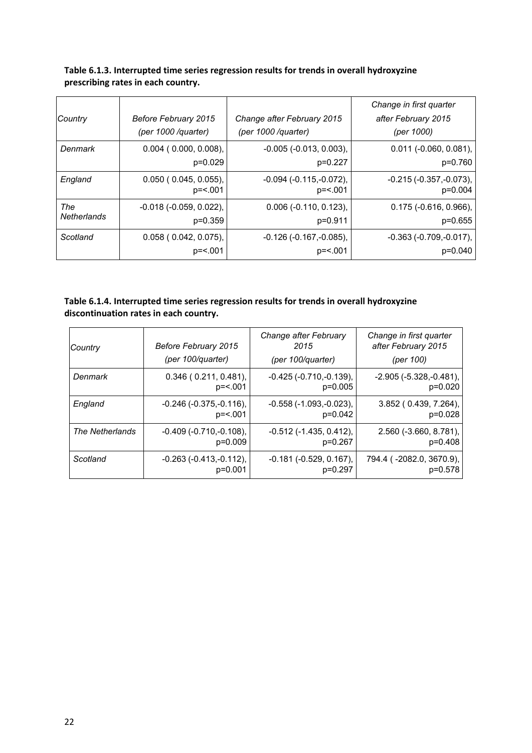**Table 6.1.3. Interrupted time series regression results for trends in overall hydroxyzine prescribing rates in each country.**

| *Country* | *Before February 2015 (per 1000 /quarter)* | *Change after February 2015 (per 1000 /quarter)* | *Change in first quarter after February 2015 (per 1000)* |
|---|---|---|---|
| *Denmark* | 0.004 ( 0.000, 0.008), p=0.029 | -0.005 (-0.013, 0.003), p=0.227 | 0.011 (-0.060, 0.081), p=0.760 |
| *England* | 0.050 ( 0.045, 0.055), p=<.001 | -0.094 (-0.115,-0.072), p=<.001 | -0.215 (-0.357,-0.073), p=0.004 |
| *The Netherlands* | -0.018 (-0.059, 0.022), p=0.359 | 0.006 (-0.110, 0.123), p=0.911 | 0.175 (-0.616, 0.966), p=0.655 |
| *Scotland* | 0.058 ( 0.042, 0.075), p=<.001 | -0.126 (-0.167,-0.085), p=<.001 | -0.363 (-0.709,-0.017), p=0.040 |

**Table 6.1.4. Interrupted time series regression results for trends in overall hydroxyzine discontinuation rates in each country.**

| *Country* | *Before February 2015 (per 100/quarter)* | *Change after February 2015 (per 100/quarter)* | *Change in first quarter after February 2015 (per 100)* |
|---|---|---|---|
| *Denmark* | 0.346 ( 0.211, 0.481), p=<.001 | -0.425 (-0.710,-0.139), p=0.005 | -2.905 (-5.328,-0.481), p=0.020 |
| *England* | -0.246 (-0.375,-0.116), p=<.001 | -0.558 (-1.093,-0.023), p=0.042 | 3.852 ( 0.439, 7.264), p=0.028 |
| *The Netherlands* | -0.409 (-0.710,-0.108), p=0.009 | -0.512 (-1.435, 0.412), p=0.267 | 2.560 (-3.660, 8.781), p=0.408 |
| *Scotland* | -0.263 (-0.413,-0.112), p=0.001 | -0.181 (-0.529, 0.167), p=0.297 | 794.4 ( -2082.0, 3670.9), p=0.578 |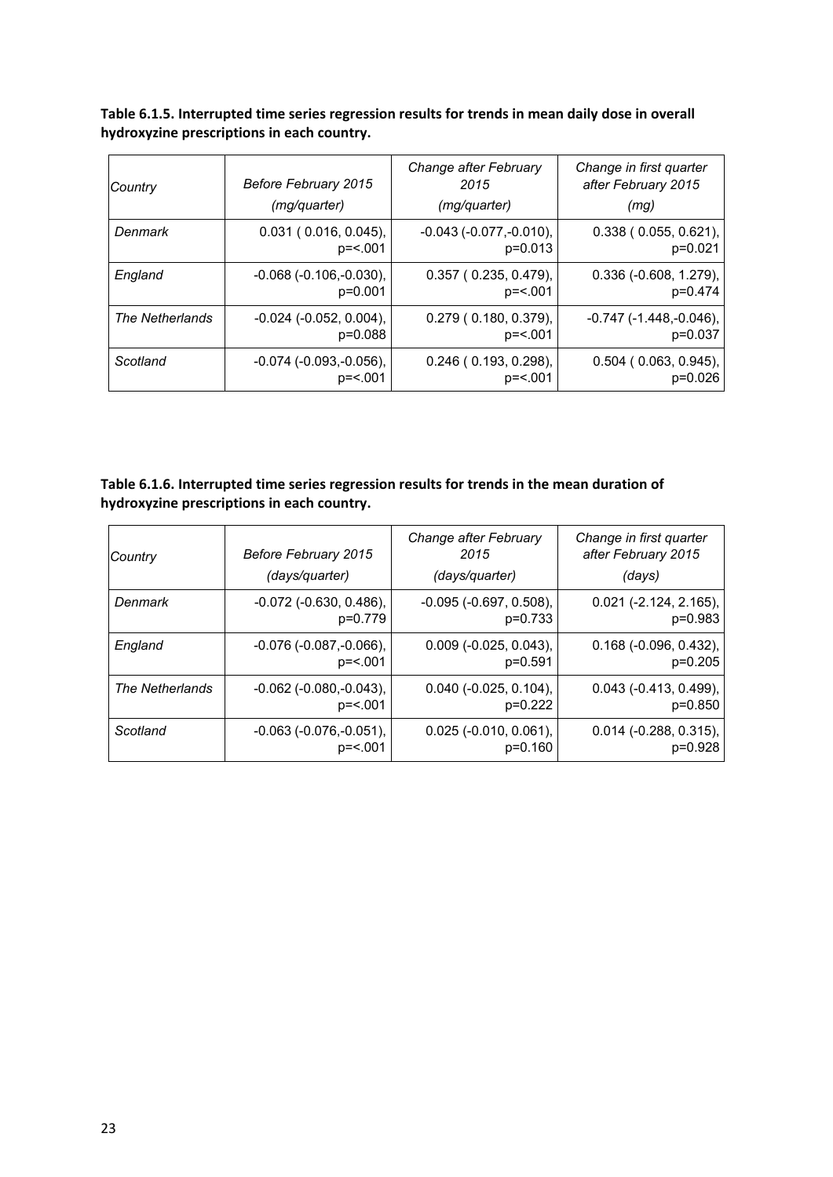**Table 6.1.5. Interrupted time series regression results for trends in mean daily dose in overall hydroxyzine prescriptions in each country.**

| *Country* | *Before February 2015 (mg/quarter)* | *Change after February 2015 (mg/quarter)* | *Change in first quarter after February 2015 (mg)* |
|---|---|---|---|
| *Denmark* | 0.031 ( 0.016, 0.045), p=<.001 | -0.043 (-0.077,-0.010), p=0.013 | 0.338 ( 0.055, 0.621), p=0.021 |
| *England* | -0.068 (-0.106,-0.030), p=0.001 | 0.357 ( 0.235, 0.479), p=<.001 | 0.336 (-0.608, 1.279), p=0.474 |
| *The Netherlands* | -0.024 (-0.052, 0.004), p=0.088 | 0.279 ( 0.180, 0.379), p=<.001 | -0.747 (-1.448,-0.046), p=0.037 |
| *Scotland* | -0.074 (-0.093,-0.056), p=<.001 | 0.246 ( 0.193, 0.298), p=<.001 | 0.504 ( 0.063, 0.945), p=0.026 |

**Table 6.1.6. Interrupted time series regression results for trends in the mean duration of hydroxyzine prescriptions in each country.**

| *Country* | *Before February 2015 (days/quarter)* | *Change after February 2015 (days/quarter)* | *Change in first quarter after February 2015 (days)* |
|---|---|---|---|
| *Denmark* | -0.072 (-0.630, 0.486), p=0.779 | -0.095 (-0.697, 0.508), p=0.733 | 0.021 (-2.124, 2.165), p=0.983 |
| *England* | -0.076 (-0.087,-0.066), p=<.001 | 0.009 (-0.025, 0.043), p=0.591 | 0.168 (-0.096, 0.432), p=0.205 |
| *The Netherlands* | -0.062 (-0.080,-0.043), p=<.001 | 0.040 (-0.025, 0.104), p=0.222 | 0.043 (-0.413, 0.499), p=0.850 |
| *Scotland* | -0.063 (-0.076,-0.051), p=<.001 | 0.025 (-0.010, 0.061), p=0.160 | 0.014 (-0.288, 0.315), p=0.928 |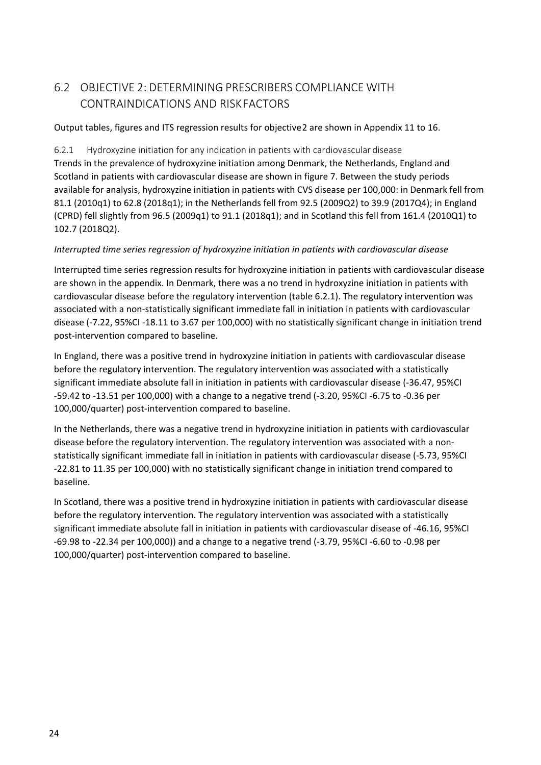## 6.2 OBJECTIVE 2: DETERMINING PRESCRIBERS COMPLIANCE WITH CONTRAINDICATIONS AND RISK FACTORS

Output tables, figures and ITS regression results for objective2 are shown in Appendix 11 to 16.

### 6.2.1 Hydroxyzine initiation for any indication in patients with cardiovascular disease

Trends in the prevalence of hydroxyzine initiation among Denmark, the Netherlands, England and Scotland in patients with cardiovascular disease are shown in figure 7. Between the study periods available for analysis, hydroxyzine initiation in patients with CVS disease per 100,000: in Denmark fell from 81.1 (2010q1) to 62.8 (2018q1); in the Netherlands fell from 92.5 (2009Q2) to 39.9 (2017Q4); in England (CPRD) fell slightly from 96.5 (2009q1) to 91.1 (2018q1); and in Scotland this fell from 161.4 (2010Q1) to 102.7 (2018Q2).

*Interrupted time series regression of hydroxyzine initiation in patients with cardiovascular disease*

Interrupted time series regression results for hydroxyzine initiation in patients with cardiovascular disease are shown in the appendix. In Denmark, there was a no trend in hydroxyzine initiation in patients with cardiovascular disease before the regulatory intervention (table 6.2.1). The regulatory intervention was associated with a non-statistically significant immediate fall in initiation in patients with cardiovascular disease (-7.22, 95%CI -18.11 to 3.67 per 100,000) with no statistically significant change in initiation trend post-intervention compared to baseline.

In England, there was a positive trend in hydroxyzine initiation in patients with cardiovascular disease before the regulatory intervention. The regulatory intervention was associated with a statistically significant immediate absolute fall in initiation in patients with cardiovascular disease (-36.47, 95%CI -59.42 to -13.51 per 100,000) with a change to a negative trend (-3.20, 95%CI -6.75 to -0.36 per 100,000/quarter) post-intervention compared to baseline.

In the Netherlands, there was a negative trend in hydroxyzine initiation in patients with cardiovascular disease before the regulatory intervention. The regulatory intervention was associated with a non-statistically significant immediate fall in initiation in patients with cardiovascular disease (-5.73, 95%CI -22.81 to 11.35 per 100,000) with no statistically significant change in initiation trend compared to baseline.

In Scotland, there was a positive trend in hydroxyzine initiation in patients with cardiovascular disease before the regulatory intervention. The regulatory intervention was associated with a statistically significant immediate absolute fall in initiation in patients with cardiovascular disease of -46.16, 95%CI -69.98 to -22.34 per 100,000)) and a change to a negative trend (-3.79, 95%CI -6.60 to -0.98 per 100,000/quarter) post-intervention compared to baseline.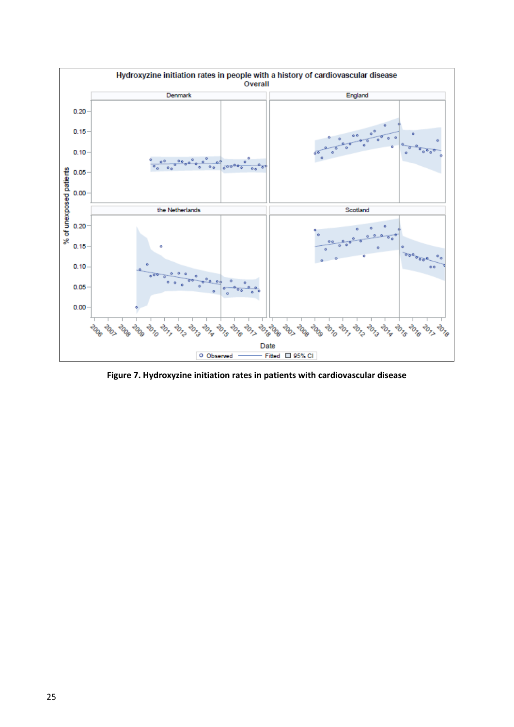**Figure 7. Hydroxyzine initiation rates in patients with cardiovascular disease**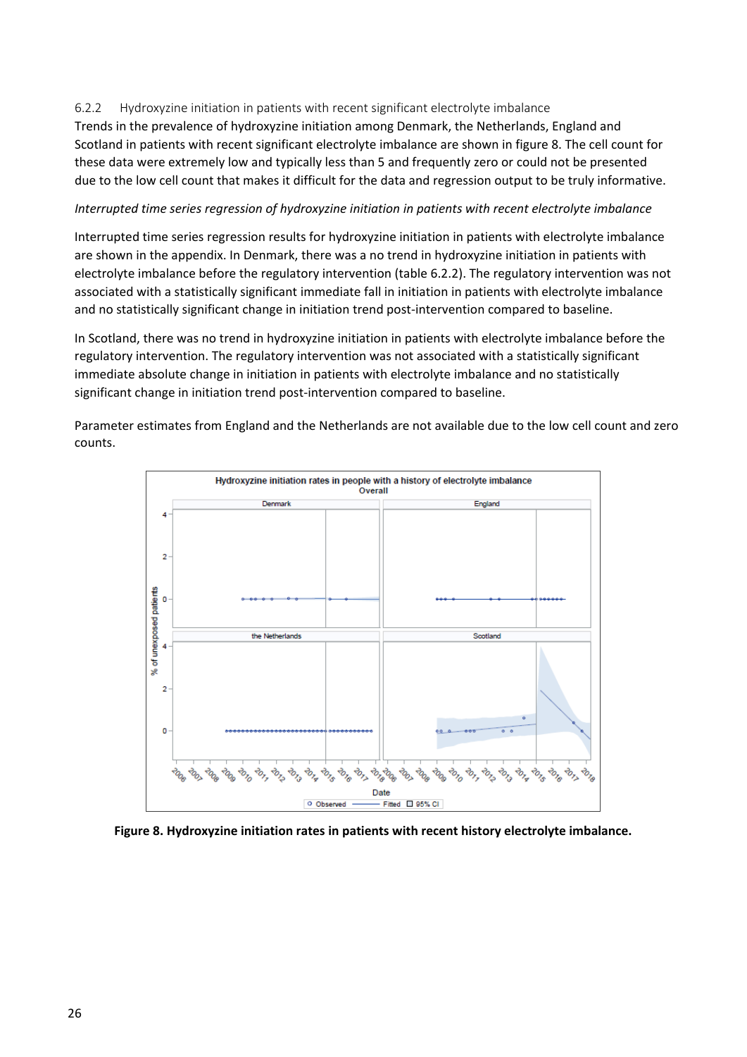### 6.2.2 Hydroxyzine initiation in patients with recent significant electrolyte imbalance

Trends in the prevalence of hydroxyzine initiation among Denmark, the Netherlands, England and Scotland in patients with recent significant electrolyte imbalance are shown in figure 8. The cell count for these data were extremely low and typically less than 5 and frequently zero or could not be presented due to the low cell count that makes it difficult for the data and regression output to be truly informative.

*Interrupted time series regression of hydroxyzine initiation in patients with recent electrolyte imbalance*

Interrupted time series regression results for hydroxyzine initiation in patients with electrolyte imbalance are shown in the appendix. In Denmark, there was a no trend in hydroxyzine initiation in patients with electrolyte imbalance before the regulatory intervention (table 6.2.2). The regulatory intervention was not associated with a statistically significant immediate fall in initiation in patients with electrolyte imbalance and no statistically significant change in initiation trend post-intervention compared to baseline.

In Scotland, there was no trend in hydroxyzine initiation in patients with electrolyte imbalance before the regulatory intervention. The regulatory intervention was not associated with a statistically significant immediate absolute change in initiation in patients with electrolyte imbalance and no statistically significant change in initiation trend post-intervention compared to baseline.

Parameter estimates from England and the Netherlands are not available due to the low cell count and zero counts.

**Figure 8. Hydroxyzine initiation rates in patients with recent history electrolyte imbalance.**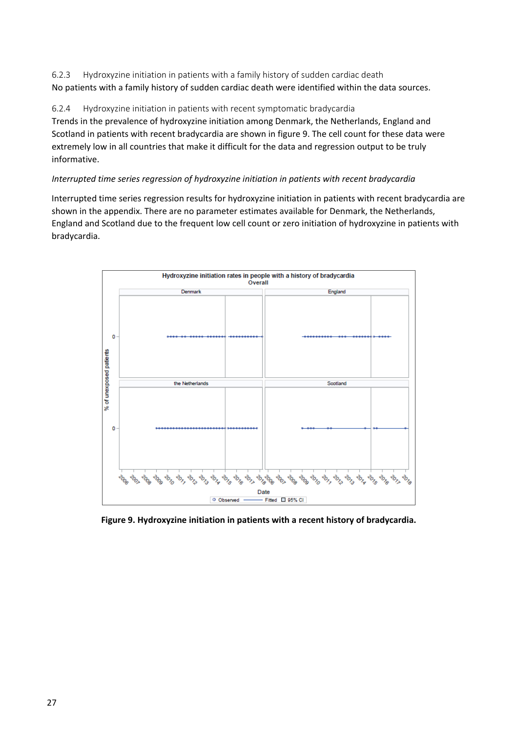### 6.2.3 Hydroxyzine initiation in patients with a family history of sudden cardiac death

No patients with a family history of sudden cardiac death were identified within the data sources.

### 6.2.4 Hydroxyzine initiation in patients with recent symptomatic bradycardia

Trends in the prevalence of hydroxyzine initiation among Denmark, the Netherlands, England and Scotland in patients with recent bradycardia are shown in figure 9. The cell count for these data were extremely low in all countries that make it difficult for the data and regression output to be truly informative.

*Interrupted time series regression of hydroxyzine initiation in patients with recent bradycardia*

Interrupted time series regression results for hydroxyzine initiation in patients with recent bradycardia are shown in the appendix. There are no parameter estimates available for Denmark, the Netherlands, England and Scotland due to the frequent low cell count or zero initiation of hydroxyzine in patients with bradycardia.

**Figure 9. Hydroxyzine initiation in patients with a recent history of bradycardia.**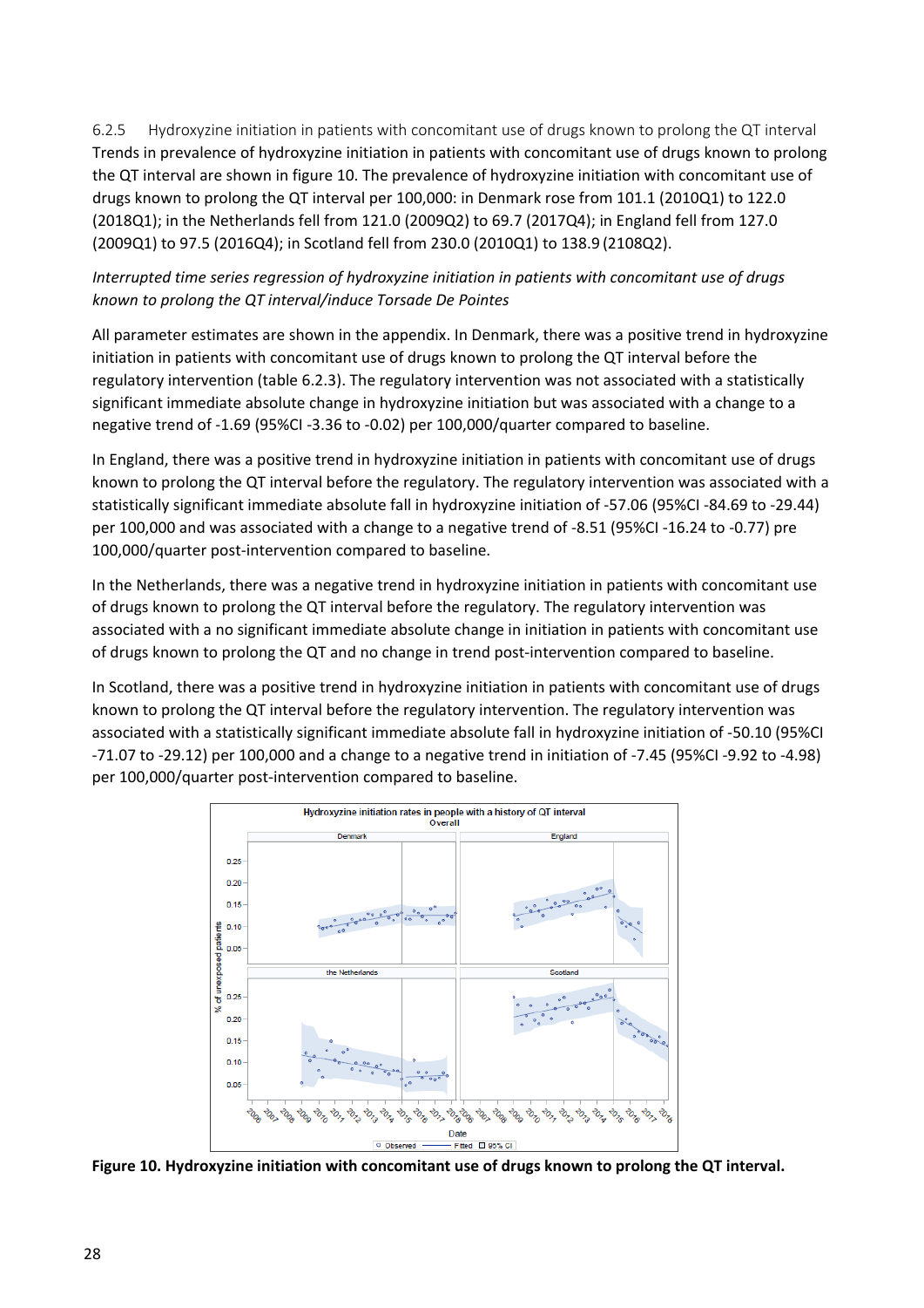### 6.2.5 Hydroxyzine initiation in patients with concomitant use of drugs known to prolong the QT interval

Trends in prevalence of hydroxyzine initiation in patients with concomitant use of drugs known to prolong the QT interval are shown in figure 10. The prevalence of hydroxyzine initiation with concomitant use of drugs known to prolong the QT interval per 100,000: in Denmark rose from 101.1 (2010Q1) to 122.0 (2018Q1); in the Netherlands fell from 121.0 (2009Q2) to 69.7 (2017Q4); in England fell from 127.0 (2009Q1) to 97.5 (2016Q4); in Scotland fell from 230.0 (2010Q1) to 138.9 (2108Q2).

*Interrupted time series regression of hydroxyzine initiation in patients with concomitant use of drugs known to prolong the QT interval/induce Torsade De Pointes*

All parameter estimates are shown in the appendix. In Denmark, there was a positive trend in hydroxyzine initiation in patients with concomitant use of drugs known to prolong the QT interval before the regulatory intervention (table 6.2.3). The regulatory intervention was not associated with a statistically significant immediate absolute change in hydroxyzine initiation but was associated with a change to a negative trend of -1.69 (95%CI -3.36 to -0.02) per 100,000/quarter compared to baseline.

In England, there was a positive trend in hydroxyzine initiation in patients with concomitant use of drugs known to prolong the QT interval before the regulatory. The regulatory intervention was associated with a statistically significant immediate absolute fall in hydroxyzine initiation of -57.06 (95%CI -84.69 to -29.44) per 100,000 and was associated with a change to a negative trend of -8.51 (95%CI -16.24 to -0.77) pre 100,000/quarter post-intervention compared to baseline.

In the Netherlands, there was a negative trend in hydroxyzine initiation in patients with concomitant use of drugs known to prolong the QT interval before the regulatory. The regulatory intervention was associated with a no significant immediate absolute change in initiation in patients with concomitant use of drugs known to prolong the QT and no change in trend post-intervention compared to baseline.

In Scotland, there was a positive trend in hydroxyzine initiation in patients with concomitant use of drugs known to prolong the QT interval before the regulatory intervention. The regulatory intervention was associated with a statistically significant immediate absolute fall in hydroxyzine initiation of -50.10 (95%CI -71.07 to -29.12) per 100,000 and a change to a negative trend in initiation of -7.45 (95%CI -9.92 to -4.98) per 100,000/quarter post-intervention compared to baseline.

**Figure 10. Hydroxyzine initiation with concomitant use of drugs known to prolong the QT interval.**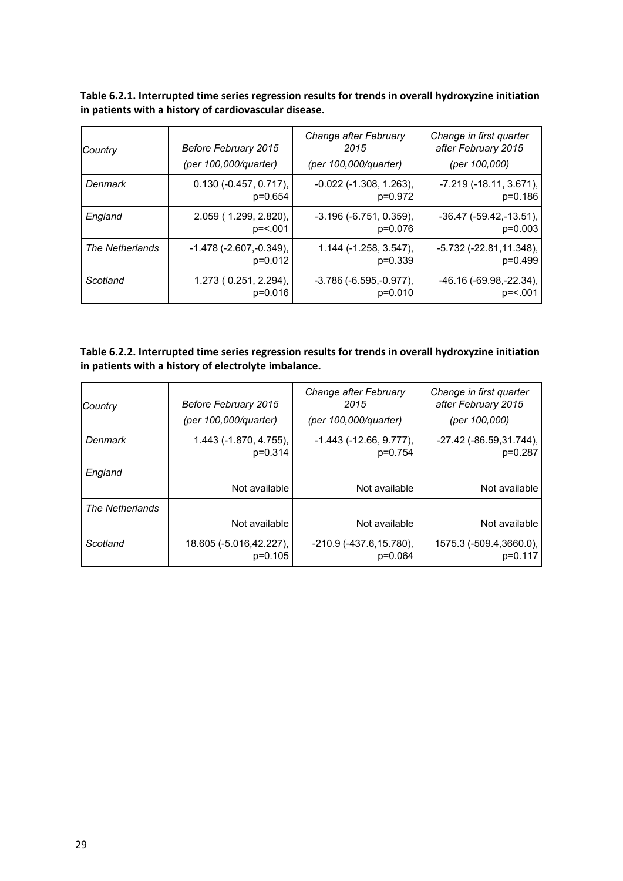**Table 6.2.1. Interrupted time series regression results for trends in overall hydroxyzine initiation in patients with a history of cardiovascular disease.**

| *Country* | *Before February 2015 (per 100,000/quarter)* | *Change after February 2015 (per 100,000/quarter)* | *Change in first quarter after February 2015 (per 100,000)* |
|---|---|---|---|
| *Denmark* | 0.130 (-0.457, 0.717), p=0.654 | -0.022 (-1.308, 1.263), p=0.972 | -7.219 (-18.11, 3.671), p=0.186 |
| *England* | 2.059 ( 1.299, 2.820), p=<.001 | -3.196 (-6.751, 0.359), p=0.076 | -36.47 (-59.42,-13.51), p=0.003 |
| *The Netherlands* | -1.478 (-2.607,-0.349), p=0.012 | 1.144 (-1.258, 3.547), p=0.339 | -5.732 (-22.81,11.348), p=0.499 |
| *Scotland* | 1.273 ( 0.251, 2.294), p=0.016 | -3.786 (-6.595,-0.977), p=0.010 | -46.16 (-69.98,-22.34), p=<.001 |

**Table 6.2.2. Interrupted time series regression results for trends in overall hydroxyzine initiation in patients with a history of electrolyte imbalance.**

| *Country* | *Before February 2015 (per 100,000/quarter)* | *Change after February 2015 (per 100,000/quarter)* | *Change in first quarter after February 2015 (per 100,000)* |
|---|---|---|---|
| *Denmark* | 1.443 (-1.870, 4.755), p=0.314 | -1.443 (-12.66, 9.777), p=0.754 | -27.42 (-86.59,31.744), p=0.287 |
| *England* | Not available | Not available | Not available |
| *The Netherlands* | Not available | Not available | Not available |
| *Scotland* | 18.605 (-5.016,42.227), p=0.105 | -210.9 (-437.6,15.780), p=0.064 | 1575.3 (-509.4,3660.0), p=0.117 |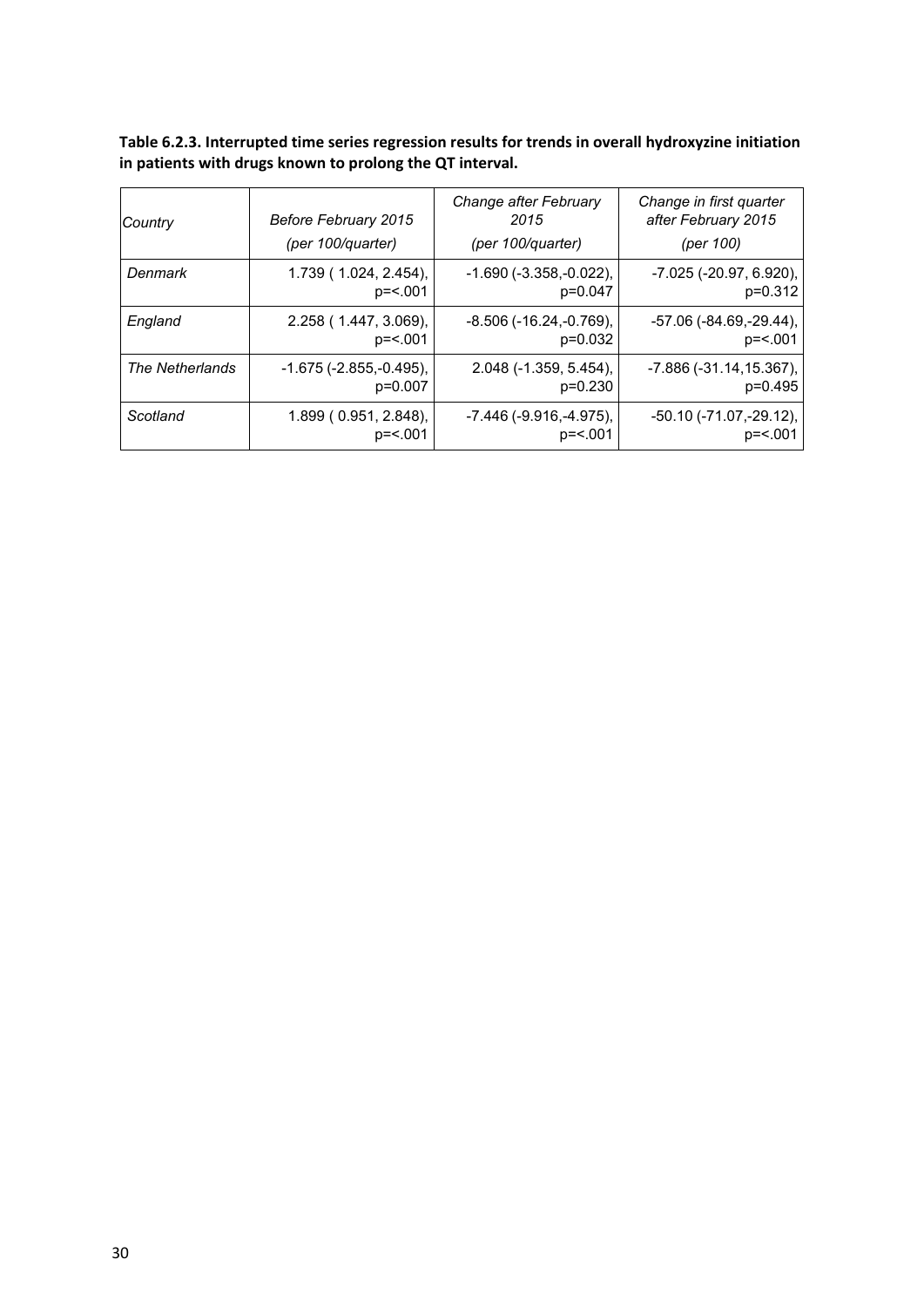**Table 6.2.3. Interrupted time series regression results for trends in overall hydroxyzine initiation in patients with drugs known to prolong the QT interval.**

| *Country* | *Before February 2015 (per 100/quarter)* | *Change after February 2015 (per 100/quarter)* | *Change in first quarter after February 2015 (per 100)* |
|---|---|---|---|
| *Denmark* | 1.739 ( 1.024, 2.454), p=<.001 | -1.690 (-3.358,-0.022), p=0.047 | -7.025 (-20.97, 6.920), p=0.312 |
| *England* | 2.258 ( 1.447, 3.069), p=<.001 | -8.506 (-16.24,-0.769), p=0.032 | -57.06 (-84.69,-29.44), p=<.001 |
| *The Netherlands* | -1.675 (-2.855,-0.495), p=0.007 | 2.048 (-1.359, 5.454), p=0.230 | -7.886 (-31.14,15.367), p=0.495 |
| *Scotland* | 1.899 ( 0.951, 2.848), p=<.001 | -7.446 (-9.916,-4.975), p=<.001 | -50.10 (-71.07,-29.12), p=<.001 |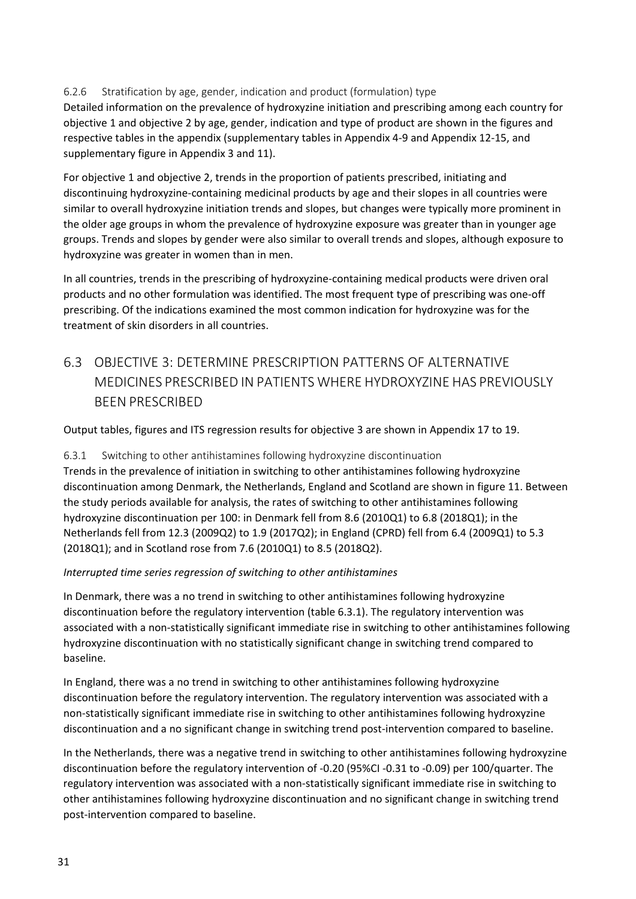#### 6.2.6 Stratification by age, gender, indication and product (formulation) type

Detailed information on the prevalence of hydroxyzine initiation and prescribing among each country for objective 1 and objective 2 by age, gender, indication and type of product are shown in the figures and respective tables in the appendix (supplementary tables in Appendix 4-9 and Appendix 12-15, and supplementary figure in Appendix 3 and 11).

For objective 1 and objective 2, trends in the proportion of patients prescribed, initiating and discontinuing hydroxyzine-containing medicinal products by age and their slopes in all countries were similar to overall hydroxyzine initiation trends and slopes, but changes were typically more prominent in the older age groups in whom the prevalence of hydroxyzine exposure was greater than in younger age groups. Trends and slopes by gender were also similar to overall trends and slopes, although exposure to hydroxyzine was greater in women than in men.

In all countries, trends in the prescribing of hydroxyzine-containing medical products were driven oral products and no other formulation was identified. The most frequent type of prescribing was one-off prescribing. Of the indications examined the most common indication for hydroxyzine was for the treatment of skin disorders in all countries.

## 6.3 OBJECTIVE 3: DETERMINE PRESCRIPTION PATTERNS OF ALTERNATIVE MEDICINES PRESCRIBED IN PATIENTS WHERE HYDROXYZINE HAS PREVIOUSLY BEEN PRESCRIBED

Output tables, figures and ITS regression results for objective 3 are shown in Appendix 17 to 19.

#### 6.3.1 Switching to other antihistamines following hydroxyzine discontinuation

Trends in the prevalence of initiation in switching to other antihistamines following hydroxyzine discontinuation among Denmark, the Netherlands, England and Scotland are shown in figure 11. Between the study periods available for analysis, the rates of switching to other antihistamines following hydroxyzine discontinuation per 100: in Denmark fell from 8.6 (2010Q1) to 6.8 (2018Q1); in the Netherlands fell from 12.3 (2009Q2) to 1.9 (2017Q2); in England (CPRD) fell from 6.4 (2009Q1) to 5.3 (2018Q1); and in Scotland rose from 7.6 (2010Q1) to 8.5 (2018Q2).

*Interrupted time series regression of switching to other antihistamines*

In Denmark, there was a no trend in switching to other antihistamines following hydroxyzine discontinuation before the regulatory intervention (table 6.3.1). The regulatory intervention was associated with a non-statistically significant immediate rise in switching to other antihistamines following hydroxyzine discontinuation with no statistically significant change in switching trend compared to baseline.

In England, there was a no trend in switching to other antihistamines following hydroxyzine discontinuation before the regulatory intervention. The regulatory intervention was associated with a non-statistically significant immediate rise in switching to other antihistamines following hydroxyzine discontinuation and a no significant change in switching trend post-intervention compared to baseline.

In the Netherlands, there was a negative trend in switching to other antihistamines following hydroxyzine discontinuation before the regulatory intervention of -0.20 (95%CI -0.31 to -0.09) per 100/quarter. The regulatory intervention was associated with a non-statistically significant immediate rise in switching to other antihistamines following hydroxyzine discontinuation and no significant change in switching trend post-intervention compared to baseline.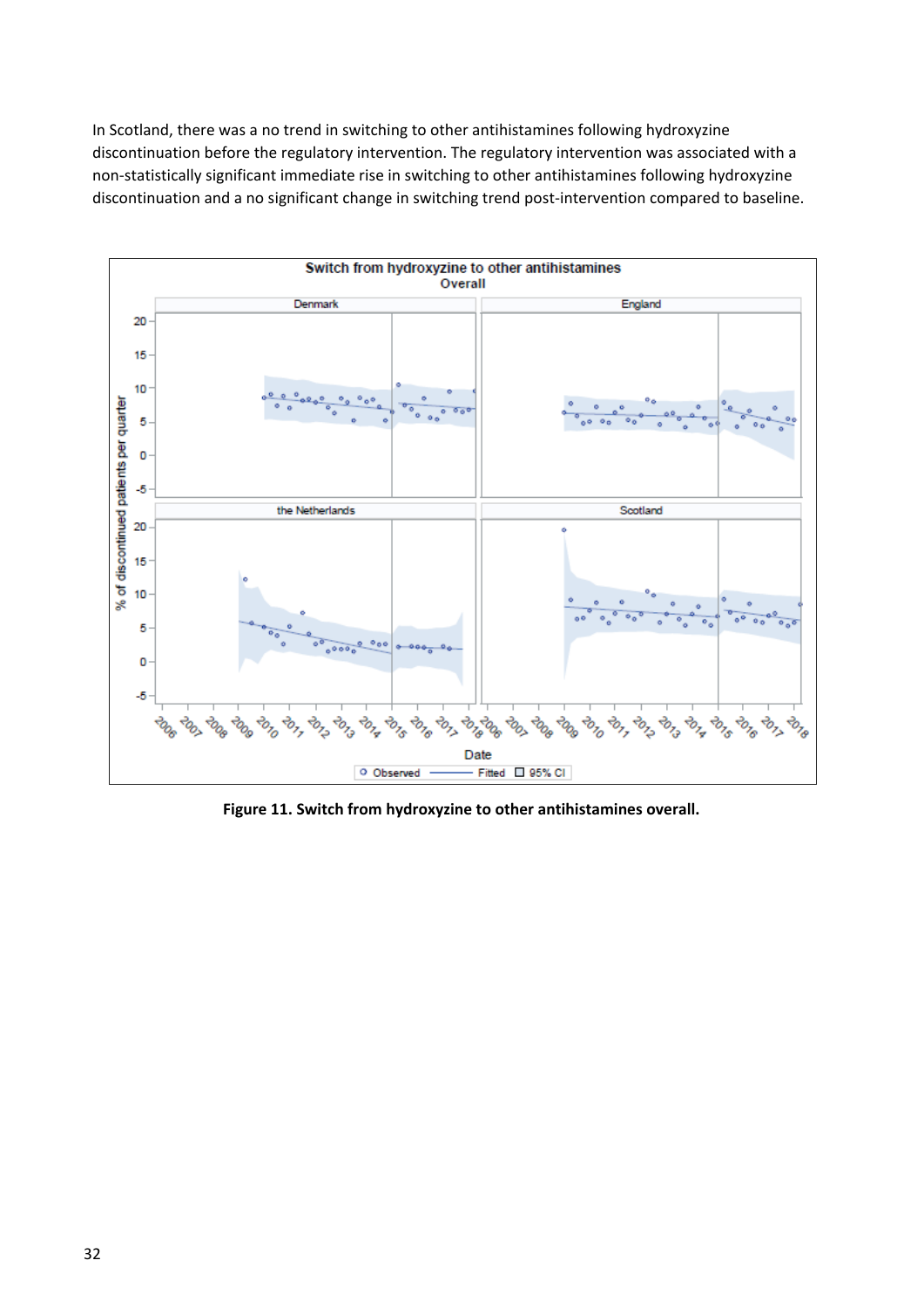In Scotland, there was a no trend in switching to other antihistamines following hydroxyzine discontinuation before the regulatory intervention. The regulatory intervention was associated with a non-statistically significant immediate rise in switching to other antihistamines following hydroxyzine discontinuation and a no significant change in switching trend post-intervention compared to baseline.

**Figure 11. Switch from hydroxyzine to other antihistamines overall.**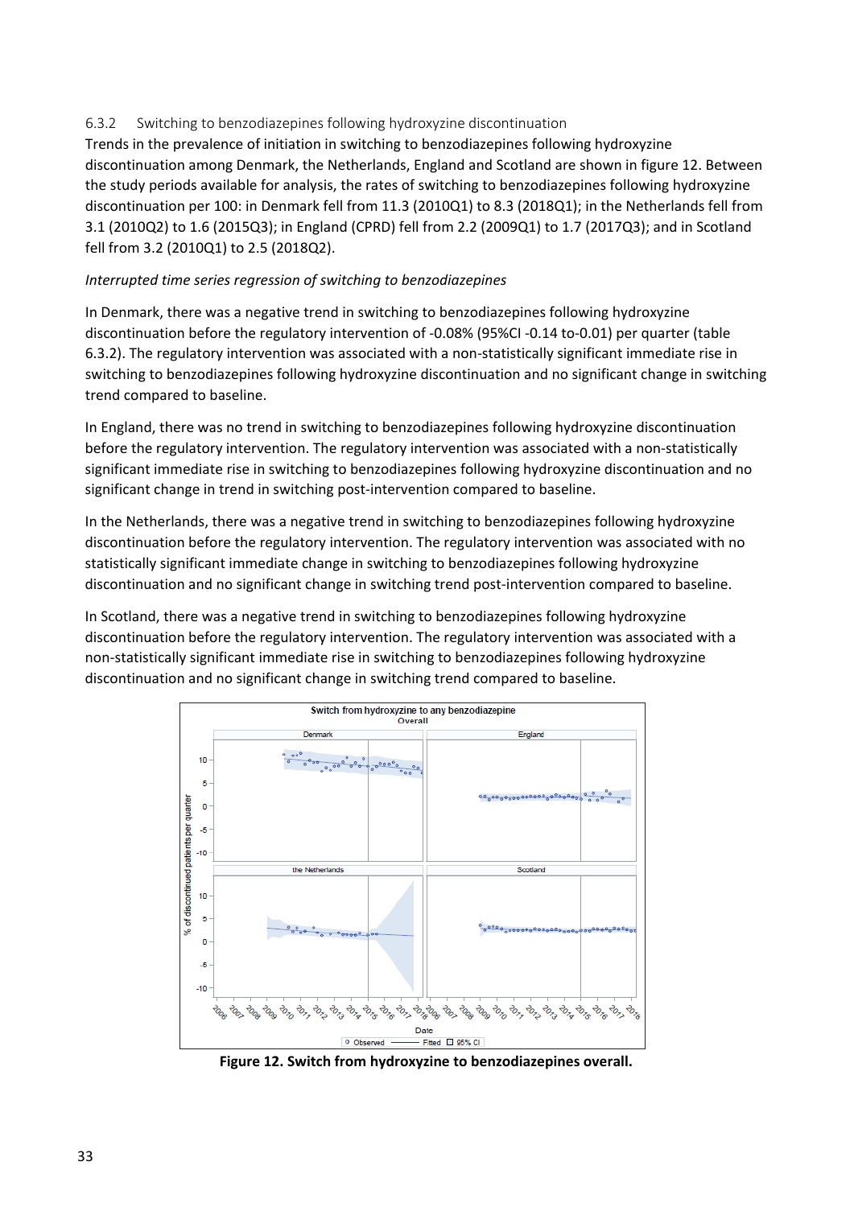### 6.3.2 Switching to benzodiazepines following hydroxyzine discontinuation

Trends in the prevalence of initiation in switching to benzodiazepines following hydroxyzine discontinuation among Denmark, the Netherlands, England and Scotland are shown in figure 12. Between the study periods available for analysis, the rates of switching to benzodiazepines following hydroxyzine discontinuation per 100: in Denmark fell from 11.3 (2010Q1) to 8.3 (2018Q1); in the Netherlands fell from 3.1 (2010Q2) to 1.6 (2015Q3); in England (CPRD) fell from 2.2 (2009Q1) to 1.7 (2017Q3); and in Scotland fell from 3.2 (2010Q1) to 2.5 (2018Q2).

*Interrupted time series regression of switching to benzodiazepines*

In Denmark, there was a negative trend in switching to benzodiazepines following hydroxyzine discontinuation before the regulatory intervention of -0.08% (95%CI -0.14 to-0.01) per quarter (table 6.3.2). The regulatory intervention was associated with a non-statistically significant immediate rise in switching to benzodiazepines following hydroxyzine discontinuation and no significant change in switching trend compared to baseline.

In England, there was no trend in switching to benzodiazepines following hydroxyzine discontinuation before the regulatory intervention. The regulatory intervention was associated with a non-statistically significant immediate rise in switching to benzodiazepines following hydroxyzine discontinuation and no significant change in trend in switching post-intervention compared to baseline.

In the Netherlands, there was a negative trend in switching to benzodiazepines following hydroxyzine discontinuation before the regulatory intervention. The regulatory intervention was associated with no statistically significant immediate change in switching to benzodiazepines following hydroxyzine discontinuation and no significant change in switching trend post-intervention compared to baseline.

In Scotland, there was a negative trend in switching to benzodiazepines following hydroxyzine discontinuation before the regulatory intervention. The regulatory intervention was associated with a non-statistically significant immediate rise in switching to benzodiazepines following hydroxyzine discontinuation and no significant change in switching trend compared to baseline.

**Figure 12. Switch from hydroxyzine to benzodiazepines overall.**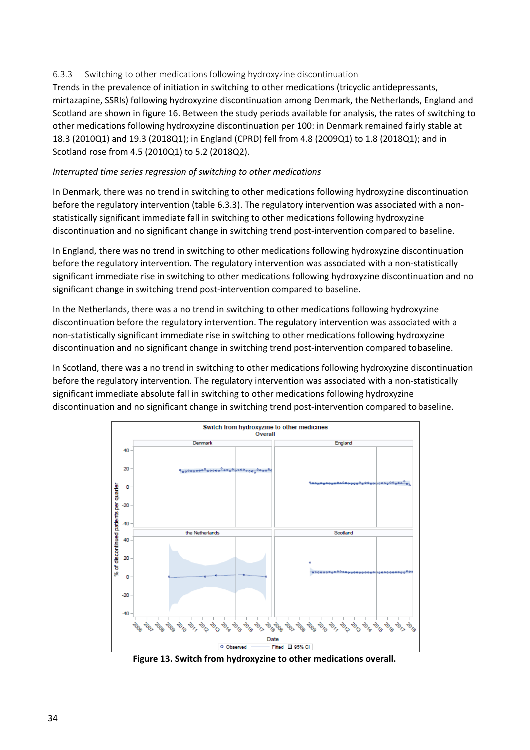### 6.3.3 Switching to other medications following hydroxyzine discontinuation

Trends in the prevalence of initiation in switching to other medications (tricyclic antidepressants, mirtazapine, SSRIs) following hydroxyzine discontinuation among Denmark, the Netherlands, England and Scotland are shown in figure 16. Between the study periods available for analysis, the rates of switching to other medications following hydroxyzine discontinuation per 100: in Denmark remained fairly stable at 18.3 (2010Q1) and 19.3 (2018Q1); in England (CPRD) fell from 4.8 (2009Q1) to 1.8 (2018Q1); and in Scotland rose from 4.5 (2010Q1) to 5.2 (2018Q2).

*Interrupted time series regression of switching to other medications*

In Denmark, there was no trend in switching to other medications following hydroxyzine discontinuation before the regulatory intervention (table 6.3.3). The regulatory intervention was associated with a non-statistically significant immediate fall in switching to other medications following hydroxyzine discontinuation and no significant change in switching trend post-intervention compared to baseline.

In England, there was no trend in switching to other medications following hydroxyzine discontinuation before the regulatory intervention. The regulatory intervention was associated with a non-statistically significant immediate rise in switching to other medications following hydroxyzine discontinuation and no significant change in switching trend post-intervention compared to baseline.

In the Netherlands, there was a no trend in switching to other medications following hydroxyzine discontinuation before the regulatory intervention. The regulatory intervention was associated with a non-statistically significant immediate rise in switching to other medications following hydroxyzine discontinuation and no significant change in switching trend post-intervention compared to baseline.

In Scotland, there was a no trend in switching to other medications following hydroxyzine discontinuation before the regulatory intervention. The regulatory intervention was associated with a non-statistically significant immediate absolute fall in switching to other medications following hydroxyzine discontinuation and no significant change in switching trend post-intervention compared to baseline.

**Figure 13. Switch from hydroxyzine to other medications overall.**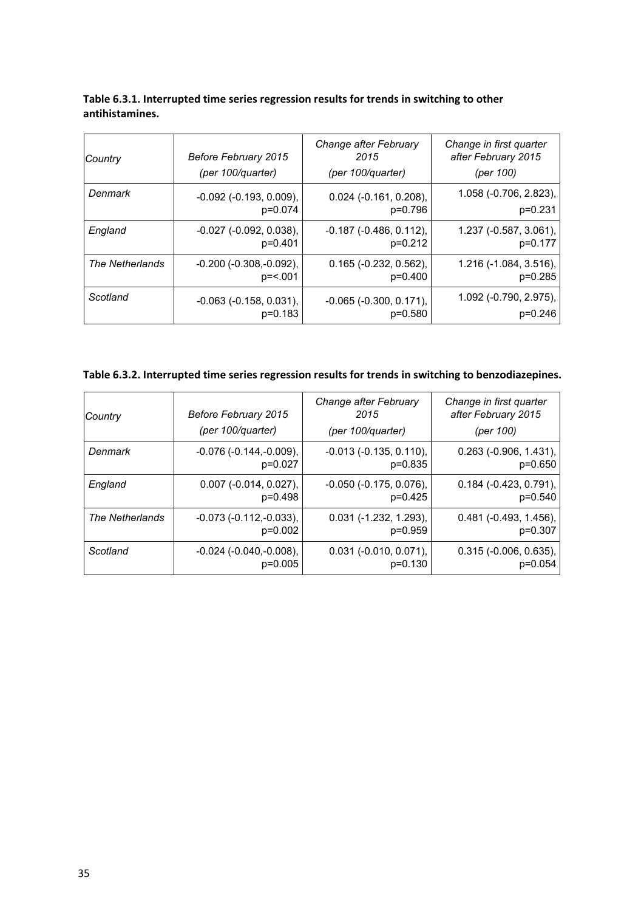**Table 6.3.1. Interrupted time series regression results for trends in switching to other antihistamines.**

| *Country* | *Before February 2015 (per 100/quarter)* | *Change after February 2015 (per 100/quarter)* | *Change in first quarter after February 2015 (per 100)* |
|---|---|---|---|
| *Denmark* | -0.092 (-0.193, 0.009), p=0.074 | 0.024 (-0.161, 0.208), p=0.796 | 1.058 (-0.706, 2.823), p=0.231 |
| *England* | -0.027 (-0.092, 0.038), p=0.401 | -0.187 (-0.486, 0.112), p=0.212 | 1.237 (-0.587, 3.061), p=0.177 |
| *The Netherlands* | -0.200 (-0.308,-0.092), p=<.001 | 0.165 (-0.232, 0.562), p=0.400 | 1.216 (-1.084, 3.516), p=0.285 |
| *Scotland* | -0.063 (-0.158, 0.031), p=0.183 | -0.065 (-0.300, 0.171), p=0.580 | 1.092 (-0.790, 2.975), p=0.246 |

**Table 6.3.2. Interrupted time series regression results for trends in switching to benzodiazepines.**

| *Country* | *Before February 2015 (per 100/quarter)* | *Change after February 2015 (per 100/quarter)* | *Change in first quarter after February 2015 (per 100)* |
|---|---|---|---|
| *Denmark* | -0.076 (-0.144,-0.009), p=0.027 | -0.013 (-0.135, 0.110), p=0.835 | 0.263 (-0.906, 1.431), p=0.650 |
| *England* | 0.007 (-0.014, 0.027), p=0.498 | -0.050 (-0.175, 0.076), p=0.425 | 0.184 (-0.423, 0.791), p=0.540 |
| *The Netherlands* | -0.073 (-0.112,-0.033), p=0.002 | 0.031 (-1.232, 1.293), p=0.959 | 0.481 (-0.493, 1.456), p=0.307 |
| *Scotland* | -0.024 (-0.040,-0.008), p=0.005 | 0.031 (-0.010, 0.071), p=0.130 | 0.315 (-0.006, 0.635), p=0.054 |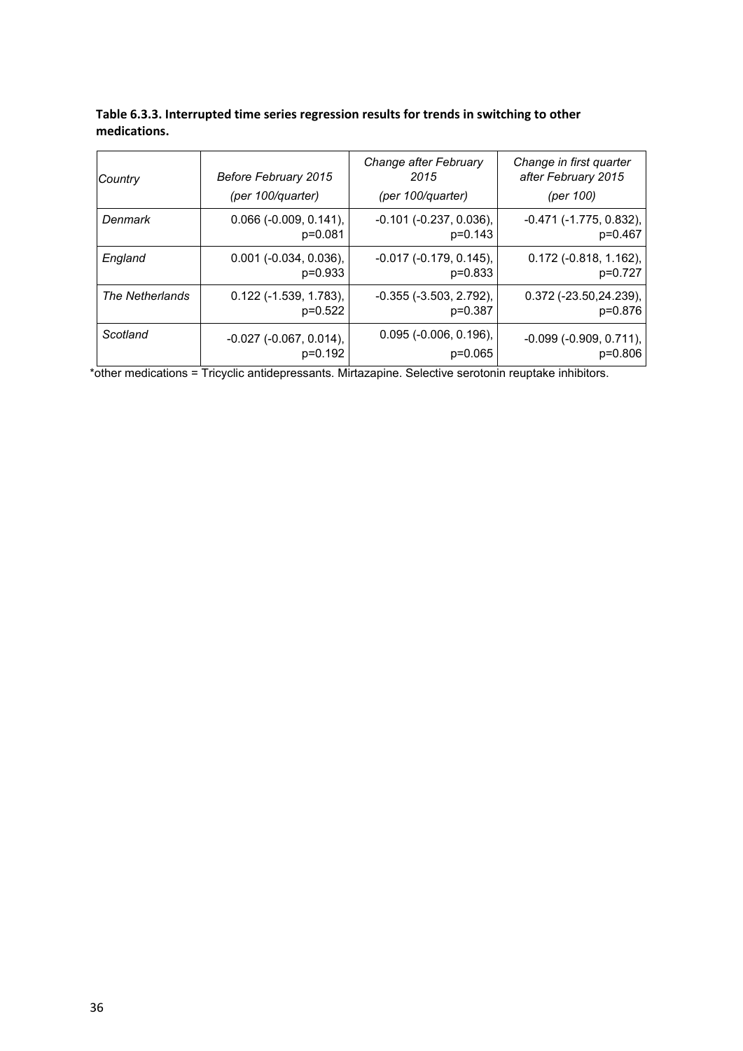**Table 6.3.3. Interrupted time series regression results for trends in switching to other medications.**

| *Country* | *Before February 2015* *(per 100/quarter)* | *Change after February 2015* *(per 100/quarter)* | *Change in first quarter after February 2015* *(per 100)* |
|---|---|---|---|
| *Denmark* | 0.066 (-0.009, 0.141), p=0.081 | -0.101 (-0.237, 0.036), p=0.143 | -0.471 (-1.775, 0.832), p=0.467 |
| *England* | 0.001 (-0.034, 0.036), p=0.933 | -0.017 (-0.179, 0.145), p=0.833 | 0.172 (-0.818, 1.162), p=0.727 |
| *The Netherlands* | 0.122 (-1.539, 1.783), p=0.522 | -0.355 (-3.503, 2.792), p=0.387 | 0.372 (-23.50,24.239), p=0.876 |
| *Scotland* | -0.027 (-0.067, 0.014), p=0.192 | 0.095 (-0.006, 0.196), p=0.065 | -0.099 (-0.909, 0.711), p=0.806 |

*other medications = Tricyclic antidepressants. Mirtazapine. Selective serotonin reuptake inhibitors.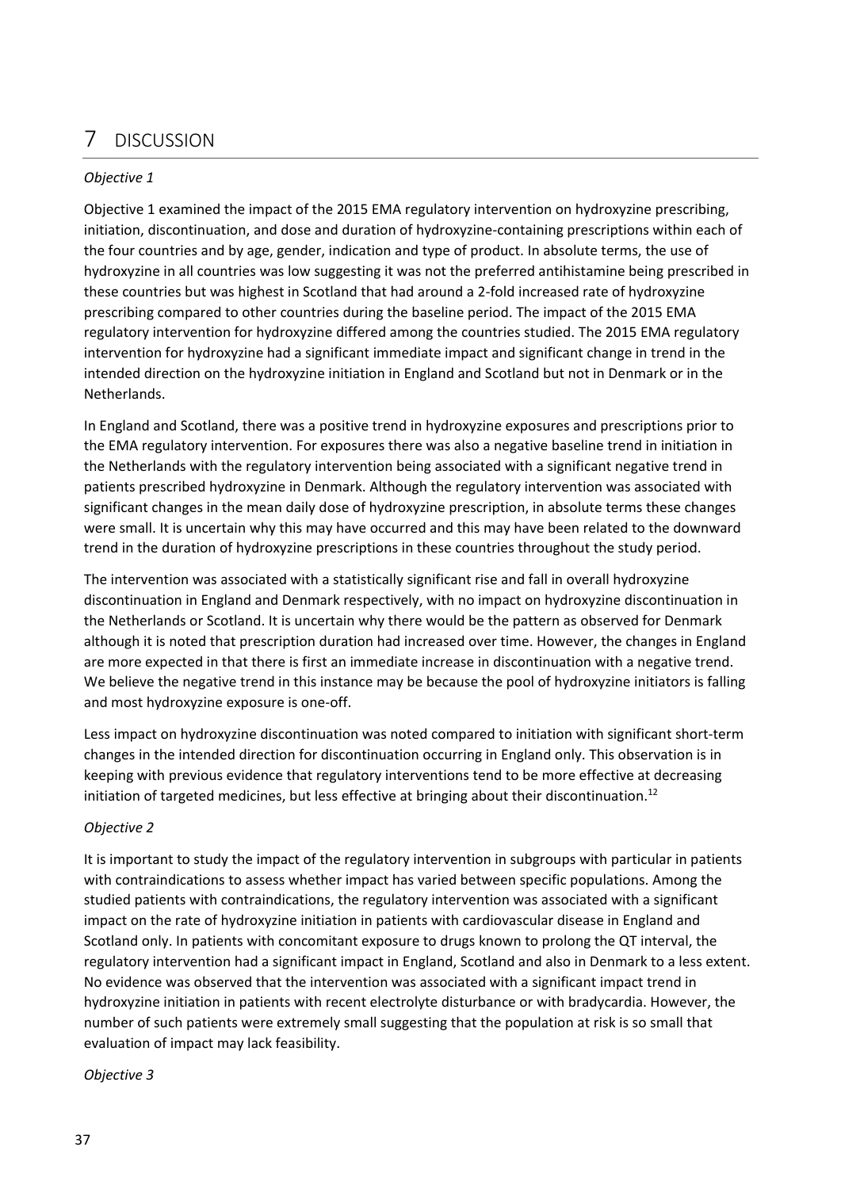# 7 DISCUSSION

*Objective 1*

Objective 1 examined the impact of the 2015 EMA regulatory intervention on hydroxyzine prescribing, initiation, discontinuation, and dose and duration of hydroxyzine-containing prescriptions within each of the four countries and by age, gender, indication and type of product. In absolute terms, the use of hydroxyzine in all countries was low suggesting it was not the preferred antihistamine being prescribed in these countries but was highest in Scotland that had around a 2-fold increased rate of hydroxyzine prescribing compared to other countries during the baseline period. The impact of the 2015 EMA regulatory intervention for hydroxyzine differed among the countries studied. The 2015 EMA regulatory intervention for hydroxyzine had a significant immediate impact and significant change in trend in the intended direction on the hydroxyzine initiation in England and Scotland but not in Denmark or in the Netherlands.

In England and Scotland, there was a positive trend in hydroxyzine exposures and prescriptions prior to the EMA regulatory intervention. For exposures there was also a negative baseline trend in initiation in the Netherlands with the regulatory intervention being associated with a significant negative trend in patients prescribed hydroxyzine in Denmark. Although the regulatory intervention was associated with significant changes in the mean daily dose of hydroxyzine prescription, in absolute terms these changes were small. It is uncertain why this may have occurred and this may have been related to the downward trend in the duration of hydroxyzine prescriptions in these countries throughout the study period.

The intervention was associated with a statistically significant rise and fall in overall hydroxyzine discontinuation in England and Denmark respectively, with no impact on hydroxyzine discontinuation in the Netherlands or Scotland. It is uncertain why there would be the pattern as observed for Denmark although it is noted that prescription duration had increased over time. However, the changes in England are more expected in that there is first an immediate increase in discontinuation with a negative trend. We believe the negative trend in this instance may be because the pool of hydroxyzine initiators is falling and most hydroxyzine exposure is one-off.

Less impact on hydroxyzine discontinuation was noted compared to initiation with significant short-term changes in the intended direction for discontinuation occurring in England only. This observation is in keeping with previous evidence that regulatory interventions tend to be more effective at decreasing initiation of targeted medicines, but less effective at bringing about their discontinuation.[12]

*Objective 2*

It is important to study the impact of the regulatory intervention in subgroups with particular in patients with contraindications to assess whether impact has varied between specific populations. Among the studied patients with contraindications, the regulatory intervention was associated with a significant impact on the rate of hydroxyzine initiation in patients with cardiovascular disease in England and Scotland only. In patients with concomitant exposure to drugs known to prolong the QT interval, the regulatory intervention had a significant impact in England, Scotland and also in Denmark to a less extent. No evidence was observed that the intervention was associated with a significant impact trend in hydroxyzine initiation in patients with recent electrolyte disturbance or with bradycardia. However, the number of such patients were extremely small suggesting that the population at risk is so small that evaluation of impact may lack feasibility.

*Objective 3*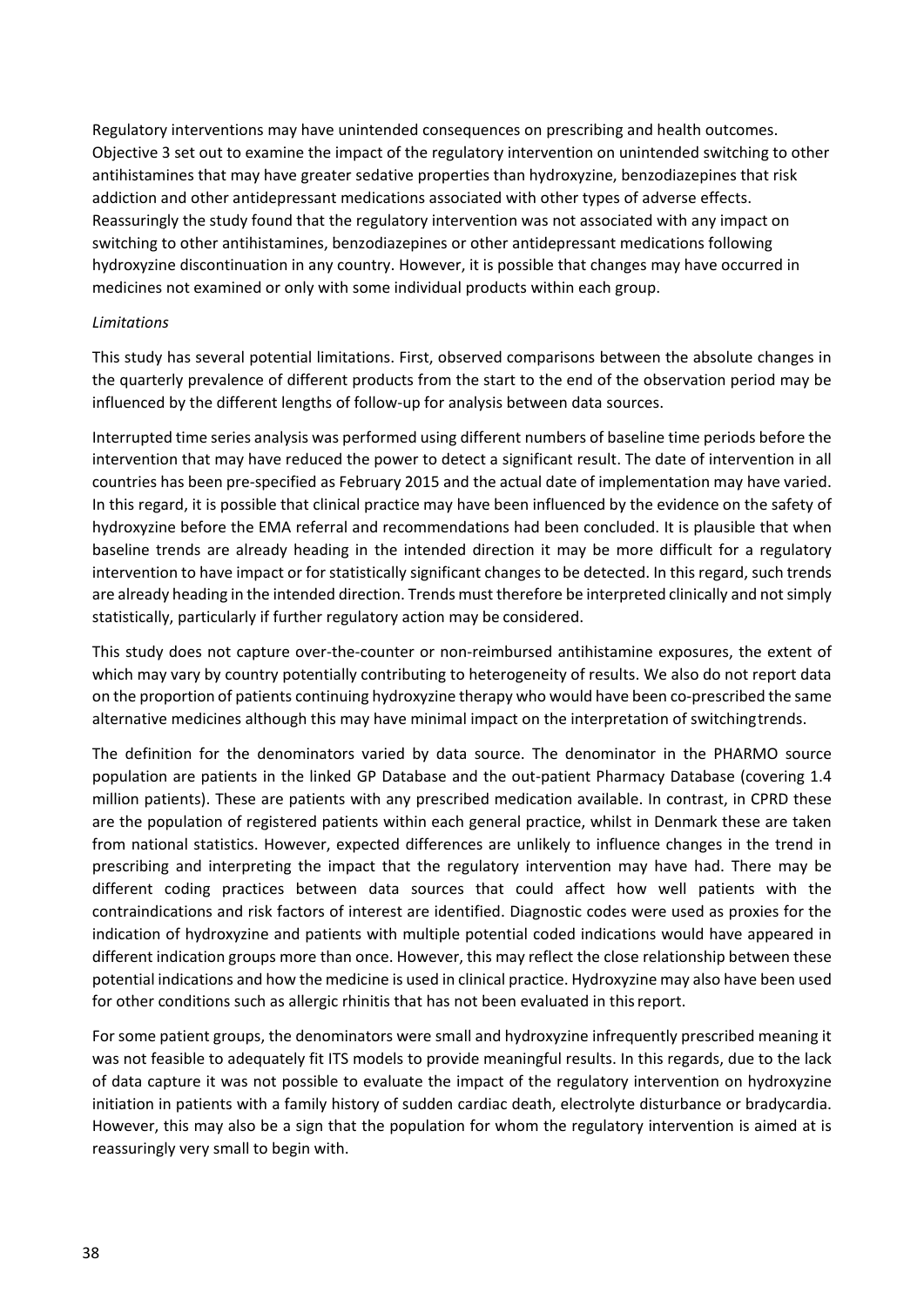Regulatory interventions may have unintended consequences on prescribing and health outcomes. Objective 3 set out to examine the impact of the regulatory intervention on unintended switching to other antihistamines that may have greater sedative properties than hydroxyzine, benzodiazepines that risk addiction and other antidepressant medications associated with other types of adverse effects. Reassuringly the study found that the regulatory intervention was not associated with any impact on switching to other antihistamines, benzodiazepines or other antidepressant medications following hydroxyzine discontinuation in any country. However, it is possible that changes may have occurred in medicines not examined or only with some individual products within each group.

*Limitations*

This study has several potential limitations. First, observed comparisons between the absolute changes in the quarterly prevalence of different products from the start to the end of the observation period may be influenced by the different lengths of follow-up for analysis between data sources.

Interrupted time series analysis was performed using different numbers of baseline time periods before the intervention that may have reduced the power to detect a significant result. The date of intervention in all countries has been pre-specified as February 2015 and the actual date of implementation may have varied. In this regard, it is possible that clinical practice may have been influenced by the evidence on the safety of hydroxyzine before the EMA referral and recommendations had been concluded. It is plausible that when baseline trends are already heading in the intended direction it may be more difficult for a regulatory intervention to have impact or for statistically significant changes to be detected. In this regard, such trends are already heading in the intended direction. Trends must therefore be interpreted clinically and not simply statistically, particularly if further regulatory action may be considered.

This study does not capture over-the-counter or non-reimbursed antihistamine exposures, the extent of which may vary by country potentially contributing to heterogeneity of results. We also do not report data on the proportion of patients continuing hydroxyzine therapy who would have been co-prescribed the same alternative medicines although this may have minimal impact on the interpretation of switching trends.

The definition for the denominators varied by data source. The denominator in the PHARMO source population are patients in the linked GP Database and the out-patient Pharmacy Database (covering 1.4 million patients). These are patients with any prescribed medication available. In contrast, in CPRD these are the population of registered patients within each general practice, whilst in Denmark these are taken from national statistics. However, expected differences are unlikely to influence changes in the trend in prescribing and interpreting the impact that the regulatory intervention may have had. There may be different coding practices between data sources that could affect how well patients with the contraindications and risk factors of interest are identified. Diagnostic codes were used as proxies for the indication of hydroxyzine and patients with multiple potential coded indications would have appeared in different indication groups more than once. However, this may reflect the close relationship between these potential indications and how the medicine is used in clinical practice. Hydroxyzine may also have been used for other conditions such as allergic rhinitis that has not been evaluated in this report.

For some patient groups, the denominators were small and hydroxyzine infrequently prescribed meaning it was not feasible to adequately fit ITS models to provide meaningful results. In this regards, due to the lack of data capture it was not possible to evaluate the impact of the regulatory intervention on hydroxyzine initiation in patients with a family history of sudden cardiac death, electrolyte disturbance or bradycardia. However, this may also be a sign that the population for whom the regulatory intervention is aimed at is reassuringly very small to begin with.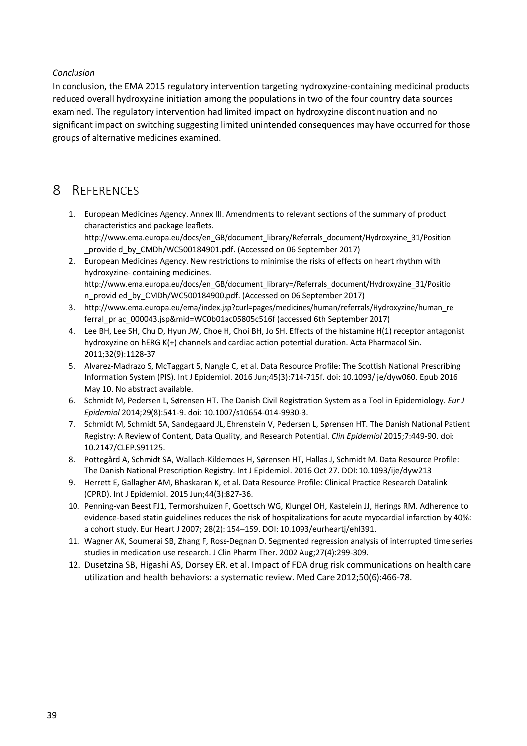*Conclusion*

In conclusion, the EMA 2015 regulatory intervention targeting hydroxyzine-containing medicinal products reduced overall hydroxyzine initiation among the populations in two of the four country data sources examined. The regulatory intervention had limited impact on hydroxyzine discontinuation and no significant impact on switching suggesting limited unintended consequences may have occurred for those groups of alternative medicines examined.

# 8 REFERENCES

1. European Medicines Agency. Annex III. Amendments to relevant sections of the summary of product characteristics and package leaflets. http://www.ema.europa.eu/docs/en_GB/document_library/Referrals_document/Hydroxyzine_31/Position_provide d_by_CMDh/WC500184901.pdf. (Accessed on 06 September 2017)
2. European Medicines Agency. New restrictions to minimise the risks of effects on heart rhythm with hydroxyzine- containing medicines. http://www.ema.europa.eu/docs/en_GB/document_library=/Referrals_document/Hydroxyzine_31/Position_provid ed_by_CMDh/WC500184900.pdf. (Accessed on 06 September 2017)
3. http://www.ema.europa.eu/ema/index.jsp?curl=pages/medicines/human/referrals/Hydroxyzine/human_referral_pr ac_000043.jsp&mid=WC0b01ac05805c516f (accessed 6th September 2017)
4. Lee BH, Lee SH, Chu D, Hyun JW, Choe H, Choi BH, Jo SH. Effects of the histamine H(1) receptor antagonist hydroxyzine on hERG K(+) channels and cardiac action potential duration. Acta Pharmacol Sin. 2011;32(9):1128-37
5. Alvarez-Madrazo S, McTaggart S, Nangle C, et al. Data Resource Profile: The Scottish National Prescribing Information System (PIS). Int J Epidemiol. 2016 Jun;45(3):714-715f. doi: 10.1093/ije/dyw060. Epub 2016 May 10. No abstract available.
6. Schmidt M, Pedersen L, Sørensen HT. The Danish Civil Registration System as a Tool in Epidemiology. *Eur J Epidemiol* 2014;29(8):541-9. doi: 10.1007/s10654-014-9930-3.
7. Schmidt M, Schmidt SA, Sandegaard JL, Ehrenstein V, Pedersen L, Sørensen HT. The Danish National Patient Registry: A Review of Content, Data Quality, and Research Potential. *Clin Epidemiol* 2015;7:449-90. doi: 10.2147/CLEP.S91125.
8. Pottegård A, Schmidt SA, Wallach-Kildemoes H, Sørensen HT, Hallas J, Schmidt M. Data Resource Profile: The Danish National Prescription Registry. Int J Epidemiol. 2016 Oct 27. DOI: 10.1093/ije/dyw213
9. Herrett E, Gallagher AM, Bhaskaran K, et al. Data Resource Profile: Clinical Practice Research Datalink (CPRD). Int J Epidemiol. 2015 Jun;44(3):827-36.
10. Penning-van Beest FJ1, Termorshuizen F, Goettsch WG, Klungel OH, Kastelein JJ, Herings RM. Adherence to evidence-based statin guidelines reduces the risk of hospitalizations for acute myocardial infarction by 40%: a cohort study. Eur Heart J 2007; 28(2): 154–159. DOI: 10.1093/eurheartj/ehl391.
11. Wagner AK, Soumerai SB, Zhang F, Ross-Degnan D. Segmented regression analysis of interrupted time series studies in medication use research. J Clin Pharm Ther. 2002 Aug;27(4):299-309.
12. Dusetzina SB, Higashi AS, Dorsey ER, et al. Impact of FDA drug risk communications on health care utilization and health behaviors: a systematic review. Med Care 2012;50(6):466-78.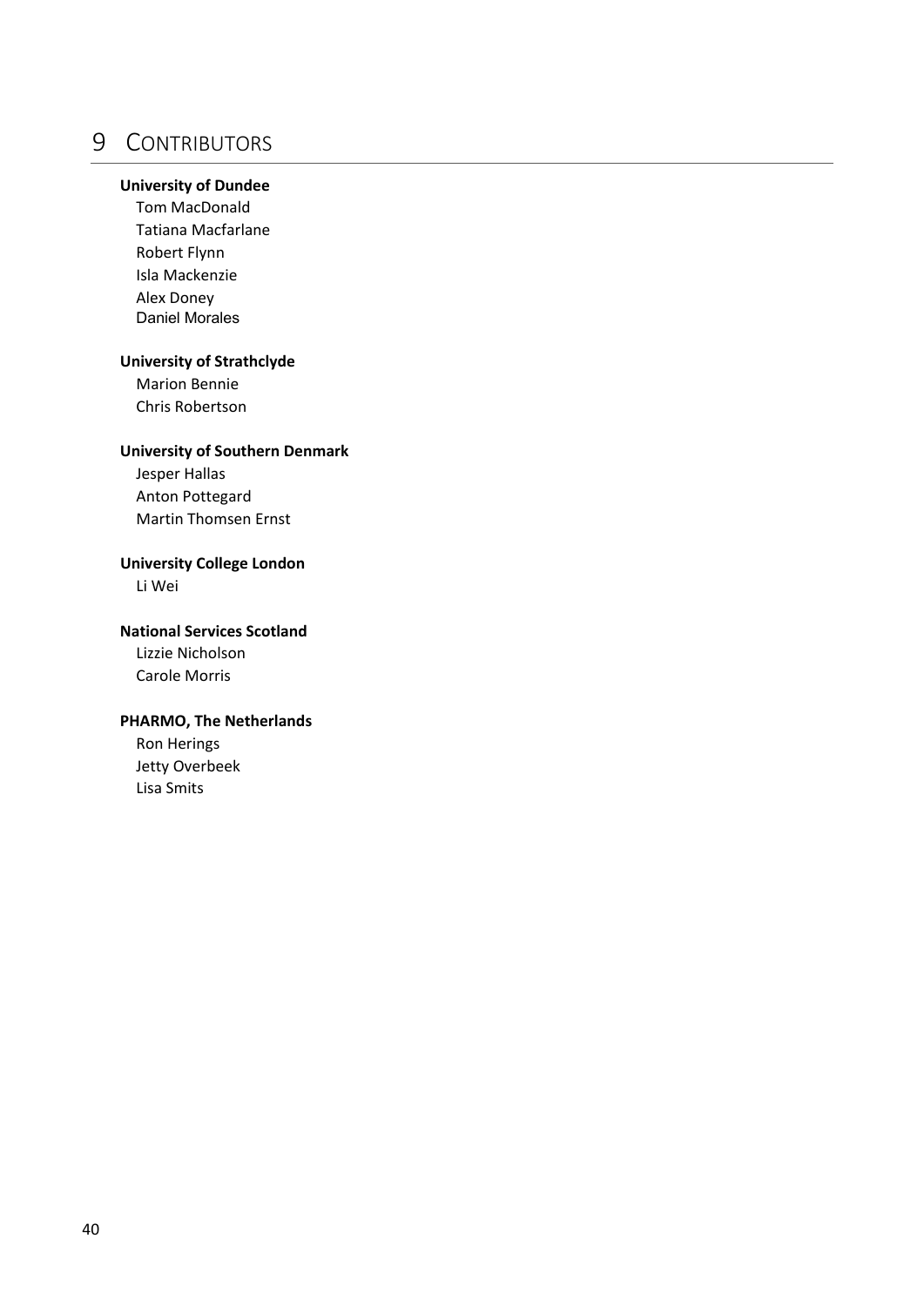# 9 CONTRIBUTORS

**University of Dundee**

Tom MacDonald
Tatiana Macfarlane
Robert Flynn
Isla Mackenzie
Alex Doney
Daniel Morales

**University of Strathclyde**

Marion Bennie
Chris Robertson

**University of Southern Denmark**

Jesper Hallas
Anton Pottegard
Martin Thomsen Ernst

**University College London**

Li Wei

**National Services Scotland**

Lizzie Nicholson
Carole Morris

**PHARMO, The Netherlands**

Ron Herings
Jetty Overbeek
Lisa Smits